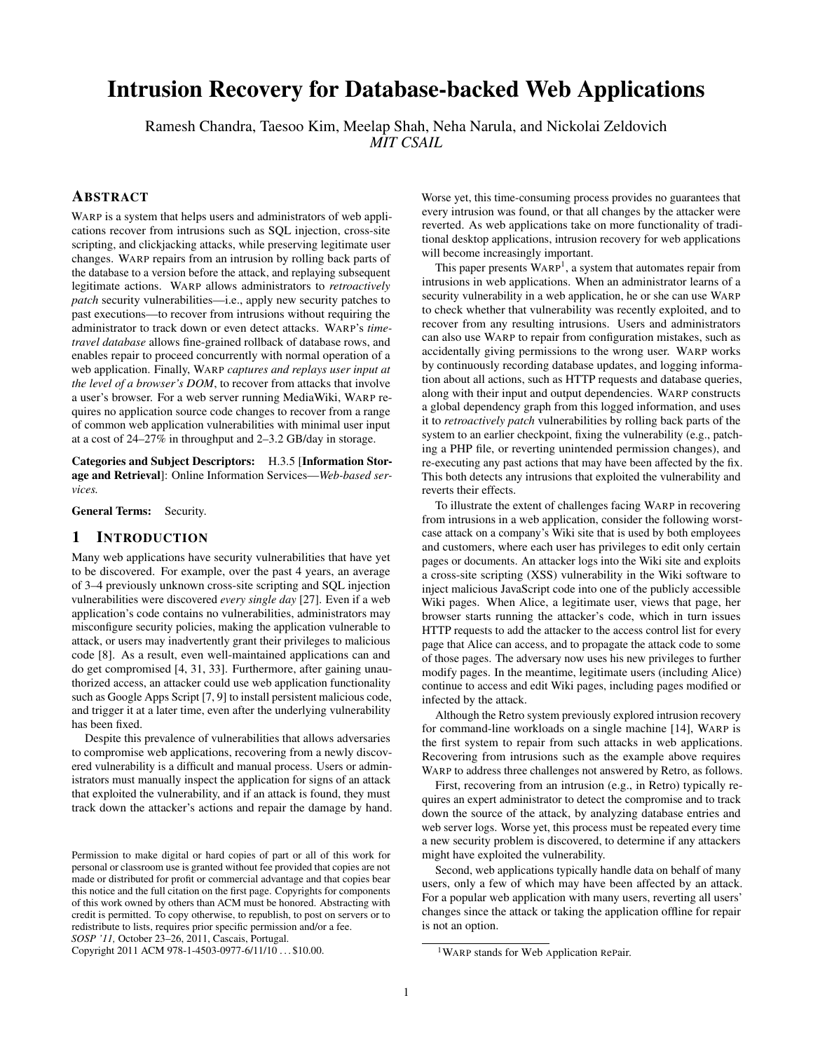# Intrusion Recovery for Database-backed Web Applications

Ramesh Chandra, Taesoo Kim, Meelap Shah, Neha Narula, and Nickolai Zeldovich
*MIT CSAIL*

## Abstract

WARP is a system that helps users and administrators of web applications recover from intrusions such as SQL injection, cross-site scripting, and clickjacking attacks, while preserving legitimate user changes. WARP repairs from an intrusion by rolling back parts of the database to a version before the attack, and replaying subsequent legitimate actions. WARP allows administrators to *retroactively patch* security vulnerabilities—i.e., apply new security patches to past executions—to recover from intrusions without requiring the administrator to track down or even detect attacks. WARP's *time-travel database* allows fine-grained rollback of database rows, and enables repair to proceed concurrently with normal operation of a web application. Finally, WARP *captures and replays user input at the level of a browser's DOM*, to recover from attacks that involve a user's browser. For a web server running MediaWiki, WARP requires no application source code changes to recover from a range of common web application vulnerabilities with minimal user input at a cost of 24–27% in throughput and 2–3.2 GB/day in storage.

**Categories and Subject Descriptors:** H.3.5 [**Information Storage and Retrieval**]: Online Information Services—*Web-based services.*

**General Terms:** Security.

## 1 Introduction

Many web applications have security vulnerabilities that have yet to be discovered. For example, over the past 4 years, an average of 3–4 previously unknown cross-site scripting and SQL injection vulnerabilities were discovered *every single day* [27]. Even if a web application's code contains no vulnerabilities, administrators may misconfigure security policies, making the application vulnerable to attack, or users may inadvertently grant their privileges to malicious code [8]. As a result, even well-maintained applications can and do get compromised [4, 31, 33]. Furthermore, after gaining unauthorized access, an attacker could use web application functionality such as Google Apps Script [7, 9] to install persistent malicious code, and trigger it at a later time, even after the underlying vulnerability has been fixed.

Despite this prevalence of vulnerabilities that allows adversaries to compromise web applications, recovering from a newly discovered vulnerability is a difficult and manual process. Users or administrators must manually inspect the application for signs of an attack that exploited the vulnerability, and if an attack is found, they must track down the attacker's actions and repair the damage by hand. Worse yet, this time-consuming process provides no guarantees that every intrusion was found, or that all changes by the attacker were reverted. As web applications take on more functionality of traditional desktop applications, intrusion recovery for web applications will become increasingly important.

This paper presents WARP[1], a system that automates repair from intrusions in web applications. When an administrator learns of a security vulnerability in a web application, he or she can use WARP to check whether that vulnerability was recently exploited, and to recover from any resulting intrusions. Users and administrators can also use WARP to repair from configuration mistakes, such as accidentally giving permissions to the wrong user. WARP works by continuously recording database updates, and logging information about all actions, such as HTTP requests and database queries, along with their input and output dependencies. WARP constructs a global dependency graph from this logged information, and uses it to *retroactively patch* vulnerabilities by rolling back parts of the system to an earlier checkpoint, fixing the vulnerability (e.g., patching a PHP file, or reverting unintended permission changes), and re-executing any past actions that may have been affected by the fix. This both detects any intrusions that exploited the vulnerability and reverts their effects.

To illustrate the extent of challenges facing WARP in recovering from intrusions in a web application, consider the following worst-case attack on a company's Wiki site that is used by both employees and customers, where each user has privileges to edit only certain pages or documents. An attacker logs into the Wiki site and exploits a cross-site scripting (XSS) vulnerability in the Wiki software to inject malicious JavaScript code into one of the publicly accessible Wiki pages. When Alice, a legitimate user, views that page, her browser starts running the attacker's code, which in turn issues HTTP requests to add the attacker to the access control list for every page that Alice can access, and to propagate the attack code to some of those pages. The adversary now uses his new privileges to further modify pages. In the meantime, legitimate users (including Alice) continue to access and edit Wiki pages, including pages modified or infected by the attack.

Although the Retro system previously explored intrusion recovery for command-line workloads on a single machine [14], WARP is the first system to repair from such attacks in web applications. Recovering from intrusions such as the example above requires WARP to address three challenges not answered by Retro, as follows.

First, recovering from an intrusion (e.g., in Retro) typically requires an expert administrator to detect the compromise and to track down the source of the attack, by analyzing database entries and web server logs. Worse yet, this process must be repeated every time a new security problem is discovered, to determine if any attackers might have exploited the vulnerability.

Second, web applications typically handle data on behalf of many users, only a few of which may have been affected by an attack. For a popular web application with many users, reverting all users' changes since the attack or taking the application offline for repair is not an option.

[1] WARP stands for Web Application RePair.

Permission to make digital or hard copies of part or all of this work for personal or classroom use is granted without fee provided that copies are not made or distributed for profit or commercial advantage and that copies bear this notice and the full citation on the first page. Copyrights for components of this work owned by others than ACM must be honored. Abstracting with credit is permitted. To copy otherwise, to republish, to post on servers or to redistribute to lists, requires prior specific permission and/or a fee.
*SOSP '11,* October 23–26, 2011, Cascais, Portugal.
Copyright 2011 ACM 978-1-4503-0977-6/11/10 . . . $10.00.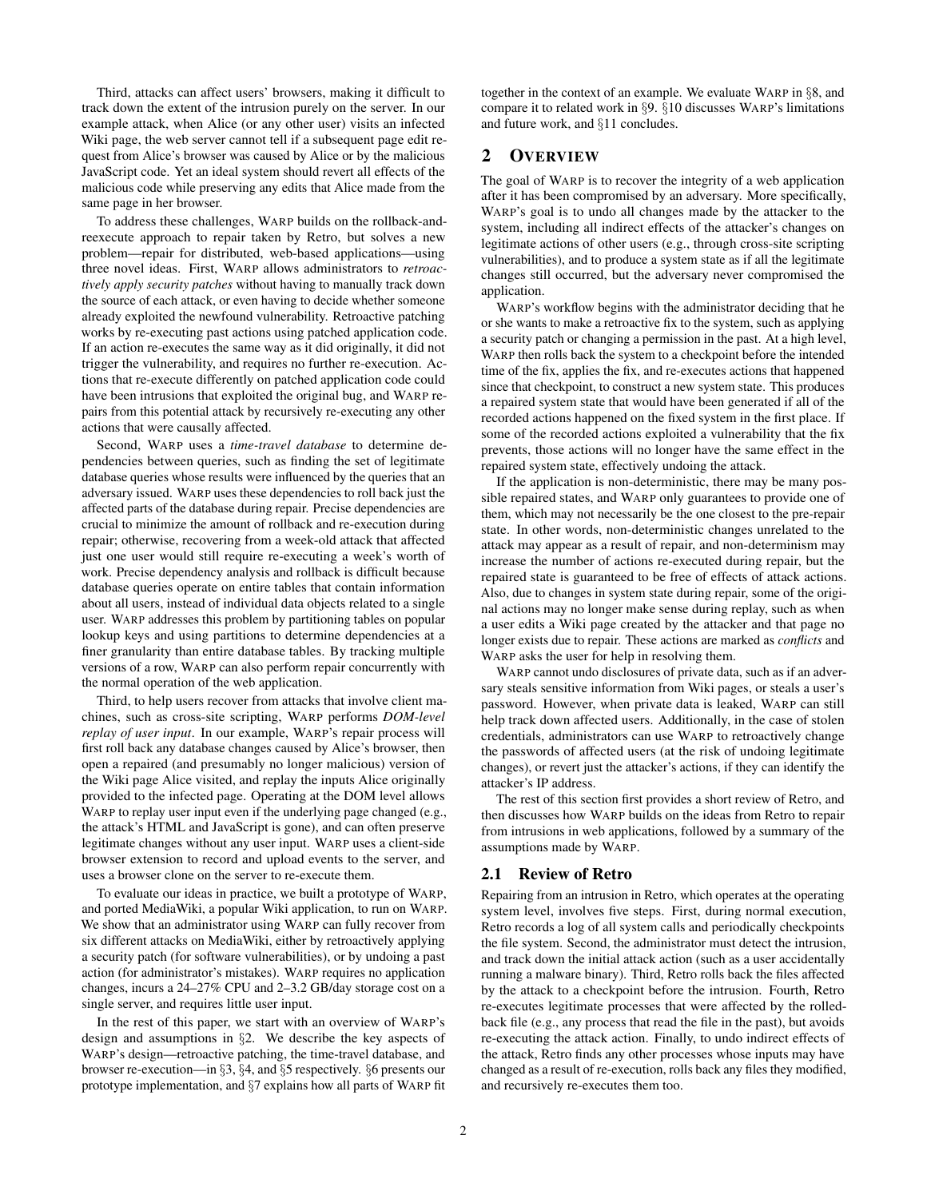Third, attacks can affect users' browsers, making it difficult to track down the extent of the intrusion purely on the server. In our example attack, when Alice (or any other user) visits an infected Wiki page, the web server cannot tell if a subsequent page edit request from Alice's browser was caused by Alice or by the malicious JavaScript code. Yet an ideal system should revert all effects of the malicious code while preserving any edits that Alice made from the same page in her browser.

To address these challenges, WARP builds on the rollback-and-reexecute approach to repair taken by Retro, but solves a new problem—repair for distributed, web-based applications—using three novel ideas. First, WARP allows administrators to *retroactively apply security patches* without having to manually track down the source of each attack, or even having to decide whether someone already exploited the newfound vulnerability. Retroactive patching works by re-executing past actions using patched application code. If an action re-executes the same way as it did originally, it did not trigger the vulnerability, and requires no further re-execution. Actions that re-execute differently on patched application code could have been intrusions that exploited the original bug, and WARP repairs from this potential attack by recursively re-executing any other actions that were causally affected.

Second, WARP uses a *time-travel database* to determine dependencies between queries, such as finding the set of legitimate database queries whose results were influenced by the queries that an adversary issued. WARP uses these dependencies to roll back just the affected parts of the database during repair. Precise dependencies are crucial to minimize the amount of rollback and re-execution during repair; otherwise, recovering from a week-old attack that affected just one user would still require re-executing a week's worth of work. Precise dependency analysis and rollback is difficult because database queries operate on entire tables that contain information about all users, instead of individual data objects related to a single user. WARP addresses this problem by partitioning tables on popular lookup keys and using partitions to determine dependencies at a finer granularity than entire database tables. By tracking multiple versions of a row, WARP can also perform repair concurrently with the normal operation of the web application.

Third, to help users recover from attacks that involve client machines, such as cross-site scripting, WARP performs *DOM-level replay of user input*. In our example, WARP's repair process will first roll back any database changes caused by Alice's browser, then open a repaired (and presumably no longer malicious) version of the Wiki page Alice visited, and replay the inputs Alice originally provided to the infected page. Operating at the DOM level allows WARP to replay user input even if the underlying page changed (e.g., the attack's HTML and JavaScript is gone), and can often preserve legitimate changes without any user input. WARP uses a client-side browser extension to record and upload events to the server, and uses a browser clone on the server to re-execute them.

To evaluate our ideas in practice, we built a prototype of WARP, and ported MediaWiki, a popular Wiki application, to run on WARP. We show that an administrator using WARP can fully recover from six different attacks on MediaWiki, either by retroactively applying a security patch (for software vulnerabilities), or by undoing a past action (for administrator's mistakes). WARP requires no application changes, incurs a 24–27% CPU and 2–3.2 GB/day storage cost on a single server, and requires little user input.

In the rest of this paper, we start with an overview of WARP's design and assumptions in §2. We describe the key aspects of WARP's design—retroactive patching, the time-travel database, and browser re-execution—in §3, §4, and §5 respectively. §6 presents our prototype implementation, and §7 explains how all parts of WARP fit together in the context of an example. We evaluate WARP in §8, and compare it to related work in §9. §10 discusses WARP's limitations and future work, and §11 concludes.

## 2 OVERVIEW

The goal of WARP is to recover the integrity of a web application after it has been compromised by an adversary. More specifically, WARP's goal is to undo all changes made by the attacker to the system, including all indirect effects of the attacker's changes on legitimate actions of other users (e.g., through cross-site scripting vulnerabilities), and to produce a system state as if all the legitimate changes still occurred, but the adversary never compromised the application.

WARP's workflow begins with the administrator deciding that he or she wants to make a retroactive fix to the system, such as applying a security patch or changing a permission in the past. At a high level, WARP then rolls back the system to a checkpoint before the intended time of the fix, applies the fix, and re-executes actions that happened since that checkpoint, to construct a new system state. This produces a repaired system state that would have been generated if all of the recorded actions happened on the fixed system in the first place. If some of the recorded actions exploited a vulnerability that the fix prevents, those actions will no longer have the same effect in the repaired system state, effectively undoing the attack.

If the application is non-deterministic, there may be many possible repaired states, and WARP only guarantees to provide one of them, which may not necessarily be the one closest to the pre-repair state. In other words, non-deterministic changes unrelated to the attack may appear as a result of repair, and non-determinism may increase the number of actions re-executed during repair, but the repaired state is guaranteed to be free of effects of attack actions. Also, due to changes in system state during repair, some of the original actions may no longer make sense during replay, such as when a user edits a Wiki page created by the attacker and that page no longer exists due to repair. These actions are marked as *conflicts* and WARP asks the user for help in resolving them.

WARP cannot undo disclosures of private data, such as if an adversary steals sensitive information from Wiki pages, or steals a user's password. However, when private data is leaked, WARP can still help track down affected users. Additionally, in the case of stolen credentials, administrators can use WARP to retroactively change the passwords of affected users (at the risk of undoing legitimate changes), or revert just the attacker's actions, if they can identify the attacker's IP address.

The rest of this section first provides a short review of Retro, and then discusses how WARP builds on the ideas from Retro to repair from intrusions in web applications, followed by a summary of the assumptions made by WARP.

### 2.1 Review of Retro

Repairing from an intrusion in Retro, which operates at the operating system level, involves five steps. First, during normal execution, Retro records a log of all system calls and periodically checkpoints the file system. Second, the administrator must detect the intrusion, and track down the initial attack action (such as a user accidentally running a malware binary). Third, Retro rolls back the files affected by the attack to a checkpoint before the intrusion. Fourth, Retro re-executes legitimate processes that were affected by the rolled-back file (e.g., any process that read the file in the past), but avoids re-executing the attack action. Finally, to undo indirect effects of the attack, Retro finds any other processes whose inputs may have changed as a result of re-execution, rolls back any files they modified, and recursively re-executes them too.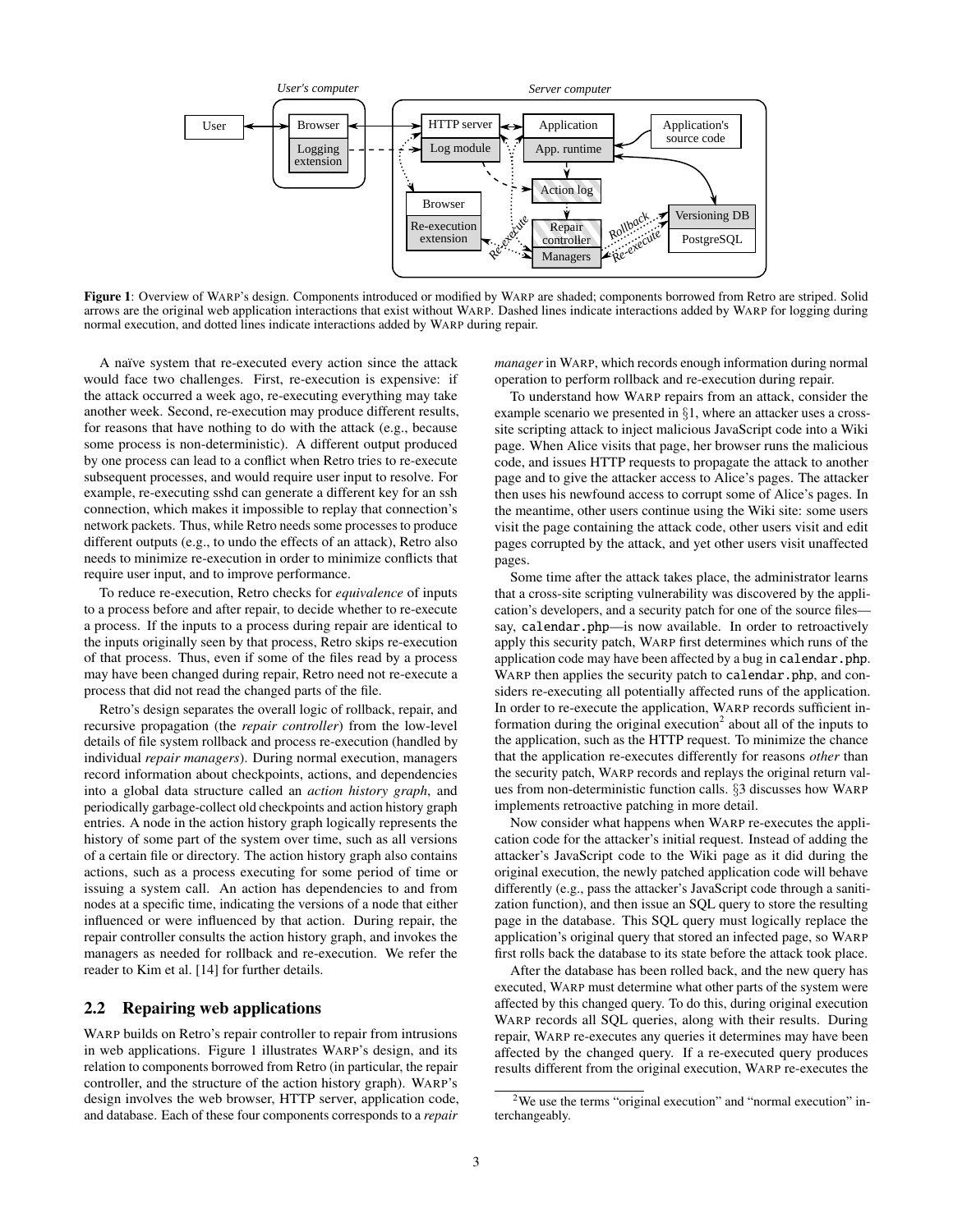User's computer

Server computer

User

Browser

Logging extension

HTTP server

Log module

Application

App. runtime

Application's source code

Action log

Browser

Re-execution extension

Repair controller

Managers

Versioning DB

PostgreSQL

Rollback

Re-execute

Re-execute

**Figure 1**: Overview of WARP's design. Components introduced or modified by WARP are shaded; components borrowed from Retro are striped. Solid arrows are the original web application interactions that exist without WARP. Dashed lines indicate interactions added by WARP for logging during normal execution, and dotted lines indicate interactions added by WARP during repair.

A naïve system that re-executed every action since the attack would face two challenges. First, re-execution is expensive: if the attack occurred a week ago, re-executing everything may take another week. Second, re-execution may produce different results, for reasons that have nothing to do with the attack (e.g., because some process is non-deterministic). A different output produced by one process can lead to a conflict when Retro tries to re-execute subsequent processes, and would require user input to resolve. For example, re-executing sshd can generate a different key for an ssh connection, which makes it impossible to replay that connection's network packets. Thus, while Retro needs some processes to produce different outputs (e.g., to undo the effects of an attack), Retro also needs to minimize re-execution in order to minimize conflicts that require user input, and to improve performance.

To reduce re-execution, Retro checks for *equivalence* of inputs to a process before and after repair, to decide whether to re-execute a process. If the inputs to a process during repair are identical to the inputs originally seen by that process, Retro skips re-execution of that process. Thus, even if some of the files read by a process may have been changed during repair, Retro need not re-execute a process that did not read the changed parts of the file.

Retro's design separates the overall logic of rollback, repair, and recursive propagation (the *repair controller*) from the low-level details of file system rollback and process re-execution (handled by individual *repair managers*). During normal execution, managers record information about checkpoints, actions, and dependencies into a global data structure called an *action history graph*, and periodically garbage-collect old checkpoints and action history graph entries. A node in the action history graph logically represents the history of some part of the system over time, such as all versions of a certain file or directory. The action history graph also contains actions, such as a process executing for some period of time or issuing a system call. An action has dependencies to and from nodes at a specific time, indicating the versions of a node that either influenced or were influenced by that action. During repair, the repair controller consults the action history graph, and invokes the managers as needed for rollback and re-execution. We refer the reader to Kim et al. [14] for further details.

## 2.2 Repairing web applications

WARP builds on Retro's repair controller to repair from intrusions in web applications. Figure 1 illustrates WARP's design, and its relation to components borrowed from Retro (in particular, the repair controller, and the structure of the action history graph). WARP's design involves the web browser, HTTP server, application code, and database. Each of these four components corresponds to a *repair manager* in WARP, which records enough information during normal operation to perform rollback and re-execution during repair.

To understand how WARP repairs from an attack, consider the example scenario we presented in §1, where an attacker uses a cross-site scripting attack to inject malicious JavaScript code into a Wiki page. When Alice visits that page, her browser runs the malicious code, and issues HTTP requests to propagate the attack to another page and to give the attacker access to Alice's pages. The attacker then uses his newfound access to corrupt some of Alice's pages. In the meantime, other users continue using the Wiki site: some users visit the page containing the attack code, other users visit and edit pages corrupted by the attack, and yet other users visit unaffected pages.

Some time after the attack takes place, the administrator learns that a cross-site scripting vulnerability was discovered by the application's developers, and a security patch for one of the source files—say, `calendar.php`—is now available. In order to retroactively apply this security patch, WARP first determines which runs of the application code may have been affected by a bug in `calendar.php`. WARP then applies the security patch to `calendar.php`, and considers re-executing all potentially affected runs of the application. In order to re-execute the application, WARP records sufficient information during the original execution[2] about all of the inputs to the application, such as the HTTP request. To minimize the chance that the application re-executes differently for reasons *other* than the security patch, WARP records and replays the original return values from non-deterministic function calls. §3 discusses how WARP implements retroactive patching in more detail.

Now consider what happens when WARP re-executes the application code for the attacker's initial request. Instead of adding the attacker's JavaScript code to the Wiki page as it did during the original execution, the newly patched application code will behave differently (e.g., pass the attacker's JavaScript code through a sanitization function), and then issue an SQL query to store the resulting page in the database. This SQL query must logically replace the application's original query that stored an infected page, so WARP first rolls back the database to its state before the attack took place.

After the database has been rolled back, and the new query has executed, WARP must determine what other parts of the system were affected by this changed query. To do this, during original execution WARP records all SQL queries, along with their results. During repair, WARP re-executes any queries it determines may have been affected by the changed query. If a re-executed query produces results different from the original execution, WARP re-executes the

[2] We use the terms "original execution" and "normal execution" interchangeably.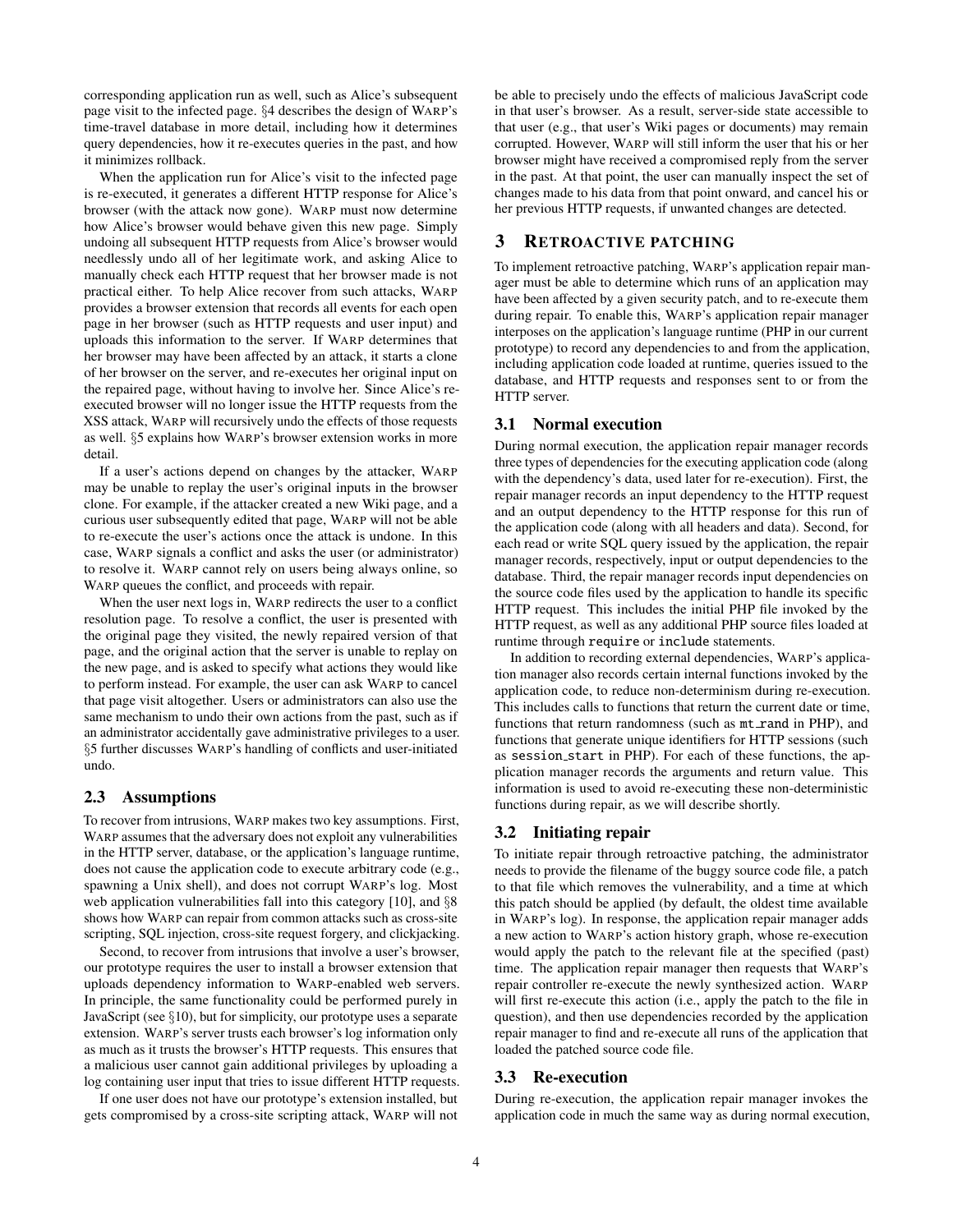corresponding application run as well, such as Alice's subsequent page visit to the infected page. §4 describes the design of WARP's time-travel database in more detail, including how it determines query dependencies, how it re-executes queries in the past, and how it minimizes rollback.

When the application run for Alice's visit to the infected page is re-executed, it generates a different HTTP response for Alice's browser (with the attack now gone). WARP must now determine how Alice's browser would behave given this new page. Simply undoing all subsequent HTTP requests from Alice's browser would needlessly undo all of her legitimate work, and asking Alice to manually check each HTTP request that her browser made is not practical either. To help Alice recover from such attacks, WARP provides a browser extension that records all events for each open page in her browser (such as HTTP requests and user input) and uploads this information to the server. If WARP determines that her browser may have been affected by an attack, it starts a clone of her browser on the server, and re-executes her original input on the repaired page, without having to involve her. Since Alice's re-executed browser will no longer issue the HTTP requests from the XSS attack, WARP will recursively undo the effects of those requests as well. §5 explains how WARP's browser extension works in more detail.

If a user's actions depend on changes by the attacker, WARP may be unable to replay the user's original inputs in the browser clone. For example, if the attacker created a new Wiki page, and a curious user subsequently edited that page, WARP will not be able to re-execute the user's actions once the attack is undone. In this case, WARP signals a conflict and asks the user (or administrator) to resolve it. WARP cannot rely on users being always online, so WARP queues the conflict, and proceeds with repair.

When the user next logs in, WARP redirects the user to a conflict resolution page. To resolve a conflict, the user is presented with the original page they visited, the newly repaired version of that page, and the original action that the server is unable to replay on the new page, and is asked to specify what actions they would like to perform instead. For example, the user can ask WARP to cancel that page visit altogether. Users or administrators can also use the same mechanism to undo their own actions from the past, such as if an administrator accidentally gave administrative privileges to a user. §5 further discusses WARP's handling of conflicts and user-initiated undo.

### 2.3 Assumptions

To recover from intrusions, WARP makes two key assumptions. First, WARP assumes that the adversary does not exploit any vulnerabilities in the HTTP server, database, or the application's language runtime, does not cause the application code to execute arbitrary code (e.g., spawning a Unix shell), and does not corrupt WARP's log. Most web application vulnerabilities fall into this category [10], and §8 shows how WARP can repair from common attacks such as cross-site scripting, SQL injection, cross-site request forgery, and clickjacking.

Second, to recover from intrusions that involve a user's browser, our prototype requires the user to install a browser extension that uploads dependency information to WARP-enabled web servers. In principle, the same functionality could be performed purely in JavaScript (see §10), but for simplicity, our prototype uses a separate extension. WARP's server trusts each browser's log information only as much as it trusts the browser's HTTP requests. This ensures that a malicious user cannot gain additional privileges by uploading a log containing user input that tries to issue different HTTP requests.

If one user does not have our prototype's extension installed, but gets compromised by a cross-site scripting attack, WARP will not be able to precisely undo the effects of malicious JavaScript code in that user's browser. As a result, server-side state accessible to that user (e.g., that user's Wiki pages or documents) may remain corrupted. However, WARP will still inform the user that his or her browser might have received a compromised reply from the server in the past. At that point, the user can manually inspect the set of changes made to his data from that point onward, and cancel his or her previous HTTP requests, if unwanted changes are detected.

## 3 RETROACTIVE PATCHING

To implement retroactive patching, WARP's application repair manager must be able to determine which runs of an application may have been affected by a given security patch, and to re-execute them during repair. To enable this, WARP's application repair manager interposes on the application's language runtime (PHP in our current prototype) to record any dependencies to and from the application, including application code loaded at runtime, queries issued to the database, and HTTP requests and responses sent to or from the HTTP server.

### 3.1 Normal execution

During normal execution, the application repair manager records three types of dependencies for the executing application code (along with the dependency's data, used later for re-execution). First, the repair manager records an input dependency to the HTTP request and an output dependency to the HTTP response for this run of the application code (along with all headers and data). Second, for each read or write SQL query issued by the application, the repair manager records, respectively, input or output dependencies to the database. Third, the repair manager records input dependencies on the source code files used by the application to handle its specific HTTP request. This includes the initial PHP file invoked by the HTTP request, as well as any additional PHP source files loaded at runtime through `require` or `include` statements.

In addition to recording external dependencies, WARP's application manager also records certain internal functions invoked by the application code, to reduce non-determinism during re-execution. This includes calls to functions that return the current date or time, functions that return randomness (such as `mt_rand` in PHP), and functions that generate unique identifiers for HTTP sessions (such as `session_start` in PHP). For each of these functions, the application manager records the arguments and return value. This information is used to avoid re-executing these non-deterministic functions during repair, as we will describe shortly.

### 3.2 Initiating repair

To initiate repair through retroactive patching, the administrator needs to provide the filename of the buggy source code file, a patch to that file which removes the vulnerability, and a time at which this patch should be applied (by default, the oldest time available in WARP's log). In response, the application repair manager adds a new action to WARP's action history graph, whose re-execution would apply the patch to the relevant file at the specified (past) time. The application repair manager then requests that WARP's repair controller re-execute the newly synthesized action. WARP will first re-execute this action (i.e., apply the patch to the file in question), and then use dependencies recorded by the application repair manager to find and re-execute all runs of the application that loaded the patched source code file.

### 3.3 Re-execution

During re-execution, the application repair manager invokes the application code in much the same way as during normal execution,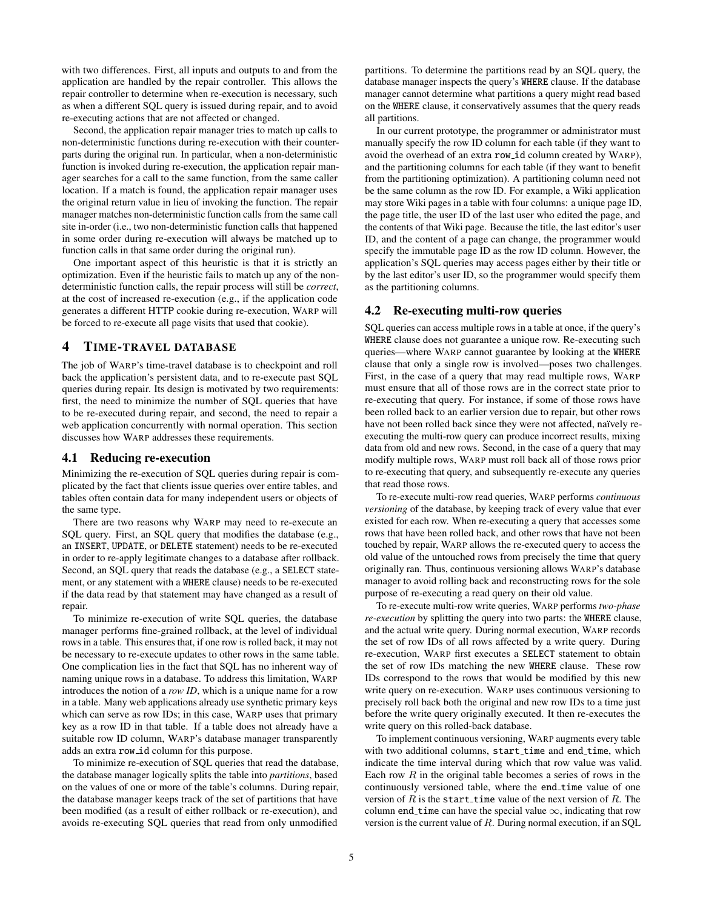with two differences. First, all inputs and outputs to and from the application are handled by the repair controller. This allows the repair controller to determine when re-execution is necessary, such as when a different SQL query is issued during repair, and to avoid re-executing actions that are not affected or changed.

Second, the application repair manager tries to match up calls to non-deterministic functions during re-execution with their counterparts during the original run. In particular, when a non-deterministic function is invoked during re-execution, the application repair manager searches for a call to the same function, from the same caller location. If a match is found, the application repair manager uses the original return value in lieu of invoking the function. The repair manager matches non-deterministic function calls from the same call site in-order (i.e., two non-deterministic function calls that happened in some order during re-execution will always be matched up to function calls in that same order during the original run).

One important aspect of this heuristic is that it is strictly an optimization. Even if the heuristic fails to match up any of the non-deterministic function calls, the repair process will still be *correct*, at the cost of increased re-execution (e.g., if the application code generates a different HTTP cookie during re-execution, WARP will be forced to re-execute all page visits that used that cookie).

## 4 TIME-TRAVEL DATABASE

The job of WARP's time-travel database is to checkpoint and roll back the application's persistent data, and to re-execute past SQL queries during repair. Its design is motivated by two requirements: first, the need to minimize the number of SQL queries that have to be re-executed during repair, and second, the need to repair a web application concurrently with normal operation. This section discusses how WARP addresses these requirements.

### 4.1 Reducing re-execution

Minimizing the re-execution of SQL queries during repair is complicated by the fact that clients issue queries over entire tables, and tables often contain data for many independent users or objects of the same type.

There are two reasons why WARP may need to re-execute an SQL query. First, an SQL query that modifies the database (e.g., an `INSERT`, `UPDATE`, or `DELETE` statement) needs to be re-executed in order to re-apply legitimate changes to a database after rollback. Second, an SQL query that reads the database (e.g., a `SELECT` statement, or any statement with a `WHERE` clause) needs to be re-executed if the data read by that statement may have changed as a result of repair.

To minimize re-execution of write SQL queries, the database manager performs fine-grained rollback, at the level of individual rows in a table. This ensures that, if one row is rolled back, it may not be necessary to re-execute updates to other rows in the same table. One complication lies in the fact that SQL has no inherent way of naming unique rows in a database. To address this limitation, WARP introduces the notion of a *row ID*, which is a unique name for a row in a table. Many web applications already use synthetic primary keys which can serve as row IDs; in this case, WARP uses that primary key as a row ID in that table. If a table does not already have a suitable row ID column, WARP's database manager transparently adds an extra `row_id` column for this purpose.

To minimize re-execution of SQL queries that read the database, the database manager logically splits the table into *partitions*, based on the values of one or more of the table's columns. During repair, the database manager keeps track of the set of partitions that have been modified (as a result of either rollback or re-execution), and avoids re-executing SQL queries that read from only unmodified partitions. To determine the partitions read by an SQL query, the database manager inspects the query's `WHERE` clause. If the database manager cannot determine what partitions a query might read based on the `WHERE` clause, it conservatively assumes that the query reads all partitions.

In our current prototype, the programmer or administrator must manually specify the row ID column for each table (if they want to avoid the overhead of an extra `row_id` column created by WARP), and the partitioning columns for each table (if they want to benefit from the partitioning optimization). A partitioning column need not be the same column as the row ID. For example, a Wiki application may store Wiki pages in a table with four columns: a unique page ID, the page title, the user ID of the last user who edited the page, and the contents of that Wiki page. Because the title, the last editor's user ID, and the content of a page can change, the programmer would specify the immutable page ID as the row ID column. However, the application's SQL queries may access pages either by their title or by the last editor's user ID, so the programmer would specify them as the partitioning columns.

### 4.2 Re-executing multi-row queries

SQL queries can access multiple rows in a table at once, if the query's `WHERE` clause does not guarantee a unique row. Re-executing such queries—where WARP cannot guarantee by looking at the `WHERE` clause that only a single row is involved—poses two challenges. First, in the case of a query that may read multiple rows, WARP must ensure that all of those rows are in the correct state prior to re-executing that query. For instance, if some of those rows have been rolled back to an earlier version due to repair, but other rows have not been rolled back since they were not affected, naïvely re-executing the multi-row query can produce incorrect results, mixing data from old and new rows. Second, in the case of a query that may modify multiple rows, WARP must roll back all of those rows prior to re-executing that query, and subsequently re-execute any queries that read those rows.

To re-execute multi-row read queries, WARP performs *continuous versioning* of the database, by keeping track of every value that ever existed for each row. When re-executing a query that accesses some rows that have been rolled back, and other rows that have not been touched by repair, WARP allows the re-executed query to access the old value of the untouched rows from precisely the time that query originally ran. Thus, continuous versioning allows WARP's database manager to avoid rolling back and reconstructing rows for the sole purpose of re-executing a read query on their old value.

To re-execute multi-row write queries, WARP performs *two-phase re-execution* by splitting the query into two parts: the `WHERE` clause, and the actual write query. During normal execution, WARP records the set of row IDs of all rows affected by a write query. During re-execution, WARP first executes a `SELECT` statement to obtain the set of row IDs matching the new `WHERE` clause. These row IDs correspond to the rows that would be modified by this new write query on re-execution. WARP uses continuous versioning to precisely roll back both the original and new row IDs to a time just before the write query originally executed. It then re-executes the write query on this rolled-back database.

To implement continuous versioning, WARP augments every table with two additional columns, `start_time` and `end_time`, which indicate the time interval during which that row value was valid. Each row $R$ in the original table becomes a series of rows in the continuously versioned table, where the `end_time` value of one version of $R$ is the `start_time` value of the next version of $R$. The column `end_time` can have the special value $\infty$, indicating that row version is the current value of $R$. During normal execution, if an SQL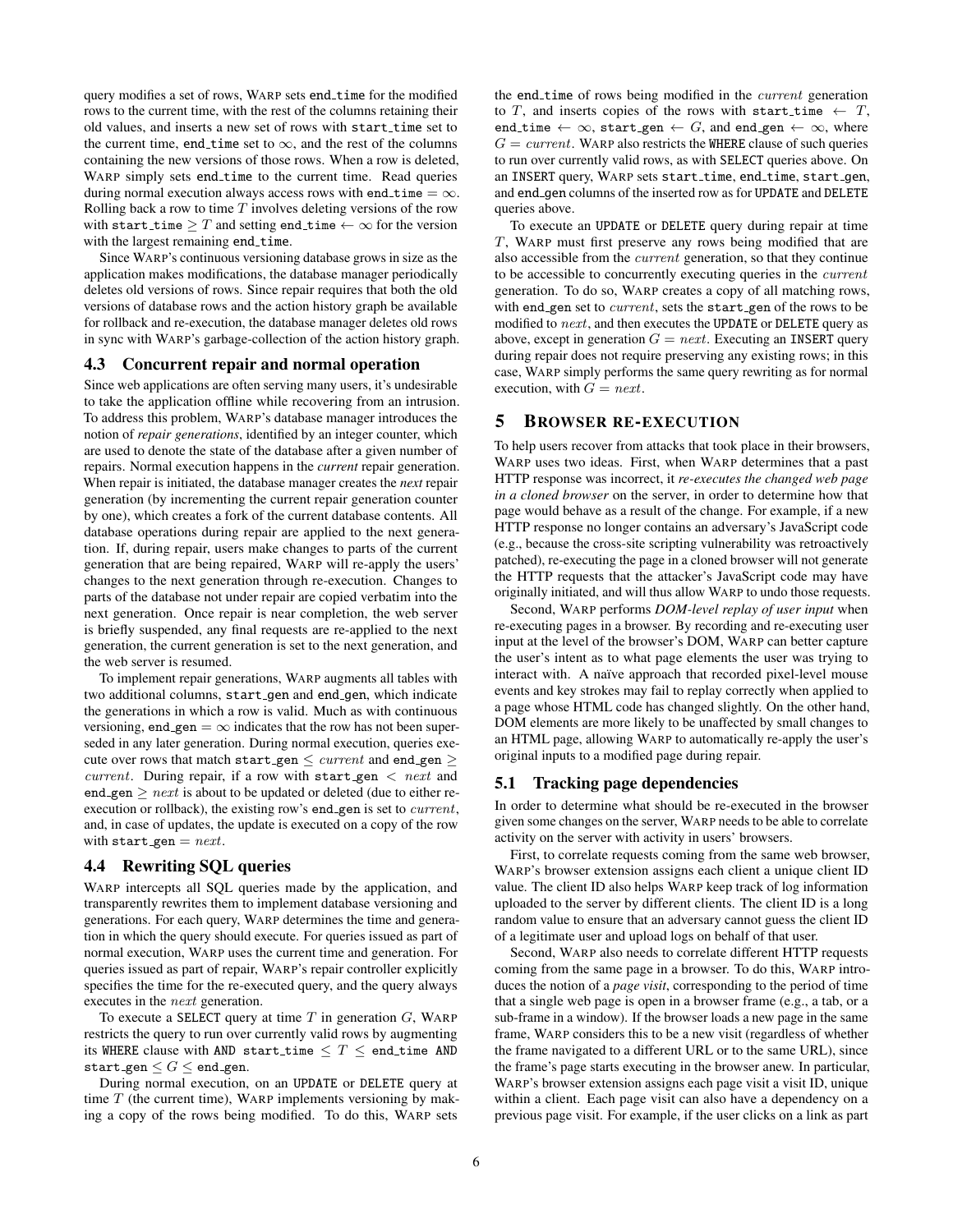query modifies a set of rows, WARP sets end_time for the modified rows to the current time, with the rest of the columns retaining their old values, and inserts a new set of rows with start_time set to the current time, end_time set to $\infty$, and the rest of the columns containing the new versions of those rows. When a row is deleted, WARP simply sets end_time to the current time. Read queries during normal execution always access rows with end_time $= \infty$. Rolling back a row to time $T$ involves deleting versions of the row with start_time $\geq T$ and setting end_time $\leftarrow \infty$ for the version with the largest remaining end_time.

Since WARP's continuous versioning database grows in size as the application makes modifications, the database manager periodically deletes old versions of rows. Since repair requires that both the old versions of database rows and the action history graph be available for rollback and re-execution, the database manager deletes old rows in sync with WARP's garbage-collection of the action history graph.

### 4.3 Concurrent repair and normal operation

Since web applications are often serving many users, it's undesirable to take the application offline while recovering from an intrusion. To address this problem, WARP's database manager introduces the notion of *repair generations*, identified by an integer counter, which are used to denote the state of the database after a given number of repairs. Normal execution happens in the *current* repair generation. When repair is initiated, the database manager creates the *next* repair generation (by incrementing the current repair generation counter by one), which creates a fork of the current database contents. All database operations during repair are applied to the next generation. If, during repair, users make changes to parts of the current generation that are being repaired, WARP will re-apply the users' changes to the next generation through re-execution. Changes to parts of the database not under repair are copied verbatim into the next generation. Once repair is near completion, the web server is briefly suspended, any final requests are re-applied to the next generation, the current generation is set to the next generation, and the web server is resumed.

To implement repair generations, WARP augments all tables with two additional columns, start_gen and end_gen, which indicate the generations in which a row is valid. Much as with continuous versioning, end_gen $= \infty$ indicates that the row has not been superseded in any later generation. During normal execution, queries execute over rows that match start_gen $\leq current$ and end_gen $\geq current$. During repair, if a row with start_gen $< next$ and end_gen $\geq next$ is about to be updated or deleted (due to either re-execution or rollback), the existing row's end_gen is set to $current$, and, in case of updates, the update is executed on a copy of the row with start_gen $= next$.

### 4.4 Rewriting SQL queries

WARP intercepts all SQL queries made by the application, and transparently rewrites them to implement database versioning and generations. For each query, WARP determines the time and generation in which the query should execute. For queries issued as part of normal execution, WARP uses the current time and generation. For queries issued as part of repair, WARP's repair controller explicitly specifies the time for the re-executed query, and the query always executes in the $next$ generation.

To execute a SELECT query at time $T$ in generation $G$, WARP restricts the query to run over currently valid rows by augmenting its WHERE clause with AND start_time $\leq T \leq$ end_time AND start_gen $\leq G \leq$ end_gen.

During normal execution, on an UPDATE or DELETE query at time $T$ (the current time), WARP implements versioning by making a copy of the rows being modified. To do this, WARP sets the end_time of rows being modified in the $current$ generation to $T$, and inserts copies of the rows with start_time $\leftarrow T$, end_time $\leftarrow \infty$, start_gen $\leftarrow G$, and end_gen $\leftarrow \infty$, where $G = current$. WARP also restricts the WHERE clause of such queries to run over currently valid rows, as with SELECT queries above. On an INSERT query, WARP sets start_time, end_time, start_gen, and end_gen columns of the inserted row as for UPDATE and DELETE queries above.

To execute an UPDATE or DELETE query during repair at time $T$, WARP must first preserve any rows being modified that are also accessible from the $current$ generation, so that they continue to be accessible to concurrently executing queries in the $current$ generation. To do so, WARP creates a copy of all matching rows, with end_gen set to $current$, sets the start_gen of the rows to be modified to $next$, and then executes the UPDATE or DELETE query as above, except in generation $G = next$. Executing an INSERT query during repair does not require preserving any existing rows; in this case, WARP simply performs the same query rewriting as for normal execution, with $G = next$.

## 5 BROWSER RE-EXECUTION

To help users recover from attacks that took place in their browsers, WARP uses two ideas. First, when WARP determines that a past HTTP response was incorrect, it *re-executes the changed web page in a cloned browser* on the server, in order to determine how that page would behave as a result of the change. For example, if a new HTTP response no longer contains an adversary's JavaScript code (e.g., because the cross-site scripting vulnerability was retroactively patched), re-executing the page in a cloned browser will not generate the HTTP requests that the attacker's JavaScript code may have originally initiated, and will thus allow WARP to undo those requests.

Second, WARP performs *DOM-level replay of user input* when re-executing pages in a browser. By recording and re-executing user input at the level of the browser's DOM, WARP can better capture the user's intent as to what page elements the user was trying to interact with. A naïve approach that recorded pixel-level mouse events and key strokes may fail to replay correctly when applied to a page whose HTML code has changed slightly. On the other hand, DOM elements are more likely to be unaffected by small changes to an HTML page, allowing WARP to automatically re-apply the user's original inputs to a modified page during repair.

### 5.1 Tracking page dependencies

In order to determine what should be re-executed in the browser given some changes on the server, WARP needs to be able to correlate activity on the server with activity in users' browsers.

First, to correlate requests coming from the same web browser, WARP's browser extension assigns each client a unique client ID value. The client ID also helps WARP keep track of log information uploaded to the server by different clients. The client ID is a long random value to ensure that an adversary cannot guess the client ID of a legitimate user and upload logs on behalf of that user.

Second, WARP also needs to correlate different HTTP requests coming from the same page in a browser. To do this, WARP introduces the notion of a *page visit*, corresponding to the period of time that a single web page is open in a browser frame (e.g., a tab, or a sub-frame in a window). If the browser loads a new page in the same frame, WARP considers this to be a new visit (regardless of whether the frame navigated to a different URL or to the same URL), since the frame's page starts executing in the browser anew. In particular, WARP's browser extension assigns each page visit a visit ID, unique within a client. Each page visit can also have a dependency on a previous page visit. For example, if the user clicks on a link as part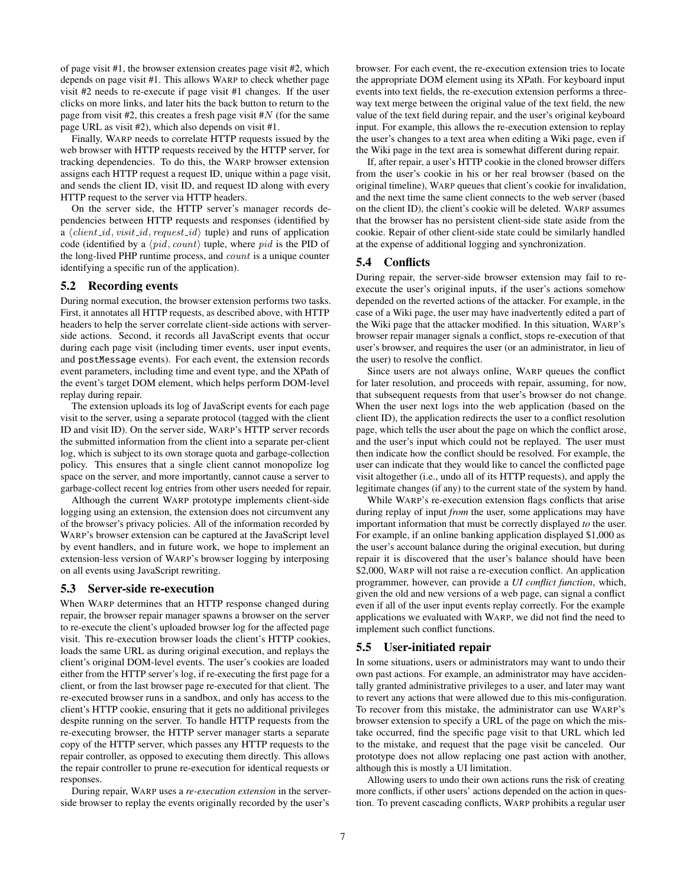of page visit #1, the browser extension creates page visit #2, which depends on page visit #1. This allows WARP to check whether page visit #2 needs to re-execute if page visit #1 changes. If the user clicks on more links, and later hits the back button to return to the page from visit #2, this creates a fresh page visit #$N$ (for the same page URL as visit #2), which also depends on visit #1.

Finally, WARP needs to correlate HTTP requests issued by the web browser with HTTP requests received by the HTTP server, for tracking dependencies. To do this, the WARP browser extension assigns each HTTP request a request ID, unique within a page visit, and sends the client ID, visit ID, and request ID along with every HTTP request to the server via HTTP headers.

On the server side, the HTTP server's manager records dependencies between HTTP requests and responses (identified by a $\langle client\_id, visit\_id, request\_id \rangle$ tuple) and runs of application code (identified by a $\langle pid, count \rangle$ tuple, where $pid$ is the PID of the long-lived PHP runtime process, and $count$ is a unique counter identifying a specific run of the application).

## 5.2 Recording events

During normal execution, the browser extension performs two tasks. First, it annotates all HTTP requests, as described above, with HTTP headers to help the server correlate client-side actions with server-side actions. Second, it records all JavaScript events that occur during each page visit (including timer events, user input events, and `postMessage` events). For each event, the extension records event parameters, including time and event type, and the XPath of the event's target DOM element, which helps perform DOM-level replay during repair.

The extension uploads its log of JavaScript events for each page visit to the server, using a separate protocol (tagged with the client ID and visit ID). On the server side, WARP's HTTP server records the submitted information from the client into a separate per-client log, which is subject to its own storage quota and garbage-collection policy. This ensures that a single client cannot monopolize log space on the server, and more importantly, cannot cause a server to garbage-collect recent log entries from other users needed for repair.

Although the current WARP prototype implements client-side logging using an extension, the extension does not circumvent any of the browser's privacy policies. All of the information recorded by WARP's browser extension can be captured at the JavaScript level by event handlers, and in future work, we hope to implement an extension-less version of WARP's browser logging by interposing on all events using JavaScript rewriting.

## 5.3 Server-side re-execution

When WARP determines that an HTTP response changed during repair, the browser repair manager spawns a browser on the server to re-execute the client's uploaded browser log for the affected page visit. This re-execution browser loads the client's HTTP cookies, loads the same URL as during original execution, and replays the client's original DOM-level events. The user's cookies are loaded either from the HTTP server's log, if re-executing the first page for a client, or from the last browser page re-executed for that client. The re-executed browser runs in a sandbox, and only has access to the client's HTTP cookie, ensuring that it gets no additional privileges despite running on the server. To handle HTTP requests from the re-executing browser, the HTTP server manager starts a separate copy of the HTTP server, which passes any HTTP requests to the repair controller, as opposed to executing them directly. This allows the repair controller to prune re-execution for identical requests or responses.

During repair, WARP uses a *re-execution extension* in the server-side browser to replay the events originally recorded by the user's browser. For each event, the re-execution extension tries to locate the appropriate DOM element using its XPath. For keyboard input events into text fields, the re-execution extension performs a three-way text merge between the original value of the text field, the new value of the text field during repair, and the user's original keyboard input. For example, this allows the re-execution extension to replay the user's changes to a text area when editing a Wiki page, even if the Wiki page in the text area is somewhat different during repair.

If, after repair, a user's HTTP cookie in the cloned browser differs from the user's cookie in his or her real browser (based on the original timeline), WARP queues that client's cookie for invalidation, and the next time the same client connects to the web server (based on the client ID), the client's cookie will be deleted. WARP assumes that the browser has no persistent client-side state aside from the cookie. Repair of other client-side state could be similarly handled at the expense of additional logging and synchronization.

## 5.4 Conflicts

During repair, the server-side browser extension may fail to re-execute the user's original inputs, if the user's actions somehow depended on the reverted actions of the attacker. For example, in the case of a Wiki page, the user may have inadvertently edited a part of the Wiki page that the attacker modified. In this situation, WARP's browser repair manager signals a conflict, stops re-execution of that user's browser, and requires the user (or an administrator, in lieu of the user) to resolve the conflict.

Since users are not always online, WARP queues the conflict for later resolution, and proceeds with repair, assuming, for now, that subsequent requests from that user's browser do not change. When the user next logs into the web application (based on the client ID), the application redirects the user to a conflict resolution page, which tells the user about the page on which the conflict arose, and the user's input which could not be replayed. The user must then indicate how the conflict should be resolved. For example, the user can indicate that they would like to cancel the conflicted page visit altogether (i.e., undo all of its HTTP requests), and apply the legitimate changes (if any) to the current state of the system by hand.

While WARP's re-execution extension flags conflicts that arise during replay of input *from* the user, some applications may have important information that must be correctly displayed *to* the user. For example, if an online banking application displayed \$1,000 as the user's account balance during the original execution, but during repair it is discovered that the user's balance should have been \$2,000, WARP will not raise a re-execution conflict. An application programmer, however, can provide a *UI conflict function*, which, given the old and new versions of a web page, can signal a conflict even if all of the user input events replay correctly. For the example applications we evaluated with WARP, we did not find the need to implement such conflict functions.

## 5.5 User-initiated repair

In some situations, users or administrators may want to undo their own past actions. For example, an administrator may have accidentally granted administrative privileges to a user, and later may want to revert any actions that were allowed due to this mis-configuration. To recover from this mistake, the administrator can use WARP's browser extension to specify a URL of the page on which the mistake occurred, find the specific page visit to that URL which led to the mistake, and request that the page visit be canceled. Our prototype does not allow replacing one past action with another, although this is mostly a UI limitation.

Allowing users to undo their own actions runs the risk of creating more conflicts, if other users' actions depended on the action in question. To prevent cascading conflicts, WARP prohibits a regular user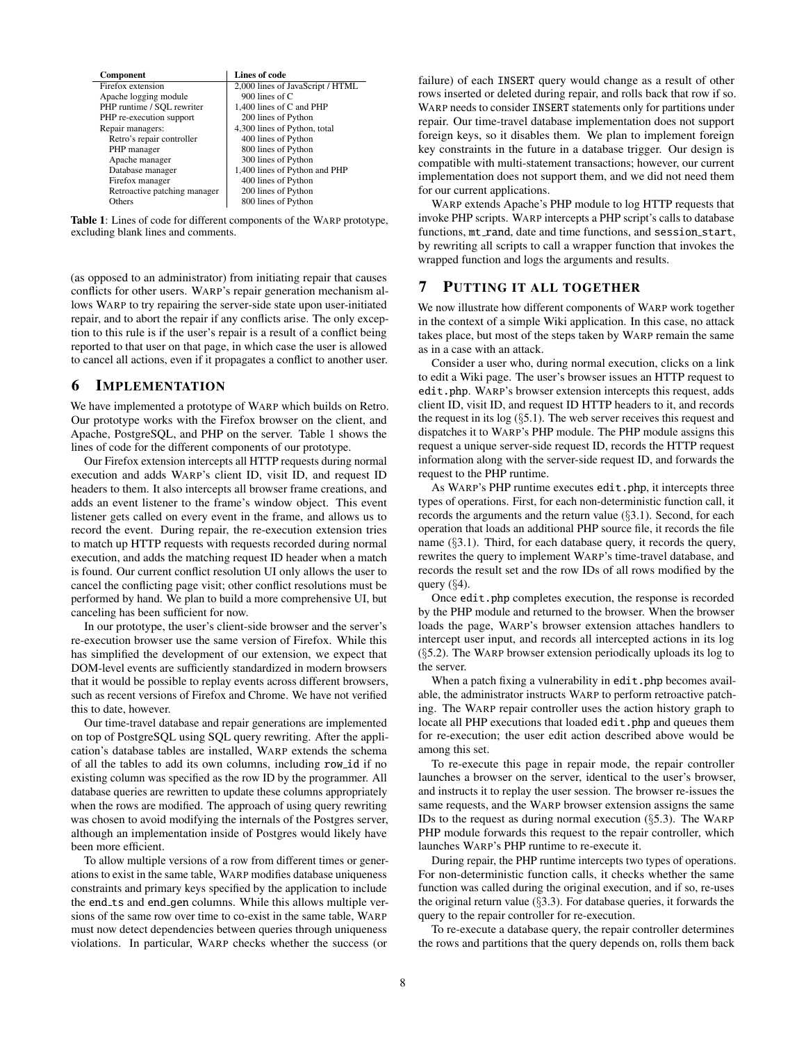| Component | Lines of code |
| --- | --- |
| Firefox extension | 2,000 lines of JavaScript / HTML |
| Apache logging module | 900 lines of C |
| PHP runtime / SQL rewriter | 1,400 lines of C and PHP |
| PHP re-execution support | 200 lines of Python |
| Repair managers: | 4,300 lines of Python, total |
| Retro's repair controller | 400 lines of Python |
| PHP manager | 800 lines of Python |
| Apache manager | 300 lines of Python |
| Database manager | 1,400 lines of Python and PHP |
| Firefox manager | 400 lines of Python |
| Retroactive patching manager | 200 lines of Python |
| Others | 800 lines of Python |

**Table 1**: Lines of code for different components of the WARP prototype, excluding blank lines and comments.

(as opposed to an administrator) from initiating repair that causes conflicts for other users. WARP's repair generation mechanism allows WARP to try repairing the server-side state upon user-initiated repair, and to abort the repair if any conflicts arise. The only exception to this rule is if the user's repair is a result of a conflict being reported to that user on that page, in which case the user is allowed to cancel all actions, even if it propagates a conflict to another user.

## 6 IMPLEMENTATION

We have implemented a prototype of WARP which builds on Retro. Our prototype works with the Firefox browser on the client, and Apache, PostgreSQL, and PHP on the server. Table 1 shows the lines of code for the different components of our prototype.

Our Firefox extension intercepts all HTTP requests during normal execution and adds WARP's client ID, visit ID, and request ID headers to them. It also intercepts all browser frame creations, and adds an event listener to the frame's window object. This event listener gets called on every event in the frame, and allows us to record the event. During repair, the re-execution extension tries to match up HTTP requests with requests recorded during normal execution, and adds the matching request ID header when a match is found. Our current conflict resolution UI only allows the user to cancel the conflicting page visit; other conflict resolutions must be performed by hand. We plan to build a more comprehensive UI, but canceling has been sufficient for now.

In our prototype, the user's client-side browser and the server's re-execution browser use the same version of Firefox. While this has simplified the development of our extension, we expect that DOM-level events are sufficiently standardized in modern browsers that it would be possible to replay events across different browsers, such as recent versions of Firefox and Chrome. We have not verified this to date, however.

Our time-travel database and repair generations are implemented on top of PostgreSQL using SQL query rewriting. After the application's database tables are installed, WARP extends the schema of all the tables to add its own columns, including `row_id` if no existing column was specified as the row ID by the programmer. All database queries are rewritten to update these columns appropriately when the rows are modified. The approach of using query rewriting was chosen to avoid modifying the internals of the Postgres server, although an implementation inside of Postgres would likely have been more efficient.

To allow multiple versions of a row from different times or generations to exist in the same table, WARP modifies database uniqueness constraints and primary keys specified by the application to include the `end_ts` and `end_gen` columns. While this allows multiple versions of the same row over time to co-exist in the same table, WARP must now detect dependencies between queries through uniqueness violations. In particular, WARP checks whether the success (or failure) of each `INSERT` query would change as a result of other rows inserted or deleted during repair, and rolls back that row if so. WARP needs to consider `INSERT` statements only for partitions under repair. Our time-travel database implementation does not support foreign keys, so it disables them. We plan to implement foreign key constraints in the future in a database trigger. Our design is compatible with multi-statement transactions; however, our current implementation does not support them, and we did not need them for our current applications.

WARP extends Apache's PHP module to log HTTP requests that invoke PHP scripts. WARP intercepts a PHP script's calls to database functions, `mt_rand`, date and time functions, and `session_start`, by rewriting all scripts to call a wrapper function that invokes the wrapped function and logs the arguments and results.

## 7 PUTTING IT ALL TOGETHER

We now illustrate how different components of WARP work together in the context of a simple Wiki application. In this case, no attack takes place, but most of the steps taken by WARP remain the same as in a case with an attack.

Consider a user who, during normal execution, clicks on a link to edit a Wiki page. The user's browser issues an HTTP request to `edit.php`. WARP's browser extension intercepts this request, adds client ID, visit ID, and request ID HTTP headers to it, and records the request in its log (§5.1). The web server receives this request and dispatches it to WARP's PHP module. The PHP module assigns this request a unique server-side request ID, records the HTTP request information along with the server-side request ID, and forwards the request to the PHP runtime.

As WARP's PHP runtime executes `edit.php`, it intercepts three types of operations. First, for each non-deterministic function call, it records the arguments and the return value (§3.1). Second, for each operation that loads an additional PHP source file, it records the file name (§3.1). Third, for each database query, it records the query, rewrites the query to implement WARP's time-travel database, and records the result set and the row IDs of all rows modified by the query (§4).

Once `edit.php` completes execution, the response is recorded by the PHP module and returned to the browser. When the browser loads the page, WARP's browser extension attaches handlers to intercept user input, and records all intercepted actions in its log (§5.2). The WARP browser extension periodically uploads its log to the server.

When a patch fixing a vulnerability in `edit.php` becomes available, the administrator instructs WARP to perform retroactive patching. The WARP repair controller uses the action history graph to locate all PHP executions that loaded `edit.php` and queues them for re-execution; the user edit action described above would be among this set.

To re-execute this page in repair mode, the repair controller launches a browser on the server, identical to the user's browser, and instructs it to replay the user session. The browser re-issues the same requests, and the WARP browser extension assigns the same IDs to the request as during normal execution (§5.3). The WARP PHP module forwards this request to the repair controller, which launches WARP's PHP runtime to re-execute it.

During repair, the PHP runtime intercepts two types of operations. For non-deterministic function calls, it checks whether the same function was called during the original execution, and if so, re-uses the original return value (§3.3). For database queries, it forwards the query to the repair controller for re-execution.

To re-execute a database query, the repair controller determines the rows and partitions that the query depends on, rolls them back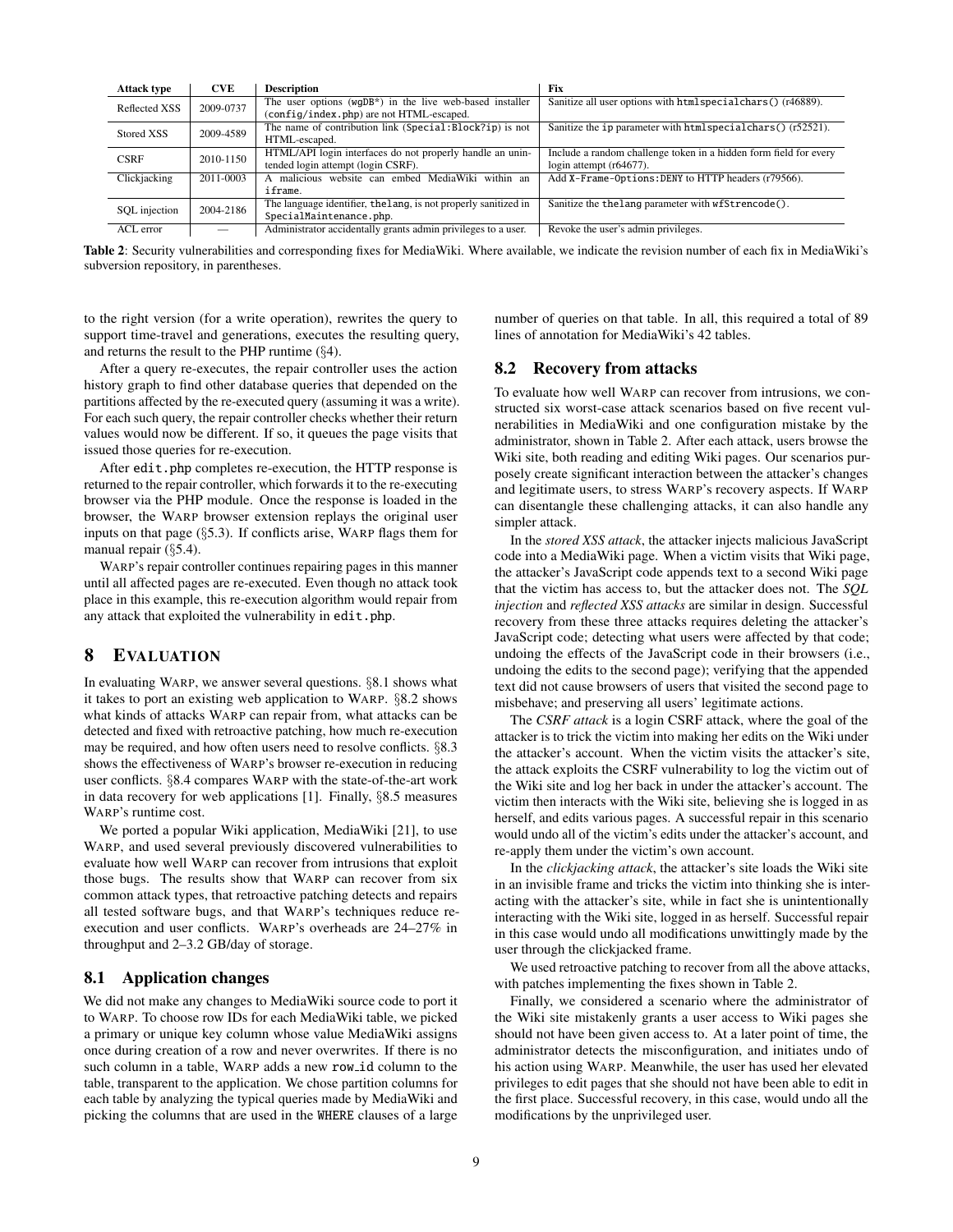| Attack type | CVE | Description | Fix |
|---|---|---|---|
| Reflected XSS | 2009-0737 | The user options (wgDB*) in the live web-based installer (config/index.php) are not HTML-escaped. | Sanitize all user options with htmlspecialchars() (r46889). |
| Stored XSS | 2009-4589 | The name of contribution link (Special:Block?ip) is not HTML-escaped. | Sanitize the ip parameter with htmlspecialchars() (r52521). |
| CSRF | 2010-1150 | HTML/API login interfaces do not properly handle an unintended login attempt (login CSRF). | Include a random challenge token in a hidden form field for every login attempt (r64677). |
| Clickjacking | 2011-0003 | A malicious website can embed MediaWiki within an iframe. | Add X-Frame-Options:DENY to HTTP headers (r79566). |
| SQL injection | 2004-2186 | The language identifier, thelang, is not properly sanitized in SpecialMaintenance.php. | Sanitize the thelang parameter with wfStrencode(). |
| ACL error | — | Administrator accidentally grants admin privileges to a user. | Revoke the user's admin privileges. |

**Table 2**: Security vulnerabilities and corresponding fixes for MediaWiki. Where available, we indicate the revision number of each fix in MediaWiki's subversion repository, in parentheses.

to the right version (for a write operation), rewrites the query to support time-travel and generations, executes the resulting query, and returns the result to the PHP runtime (§4).

After a query re-executes, the repair controller uses the action history graph to find other database queries that depended on the partitions affected by the re-executed query (assuming it was a write). For each such query, the repair controller checks whether their return values would now be different. If so, it queues the page visits that issued those queries for re-execution.

After edit.php completes re-execution, the HTTP response is returned to the repair controller, which forwards it to the re-executing browser via the PHP module. Once the response is loaded in the browser, the WARP browser extension replays the original user inputs on that page (§5.3). If conflicts arise, WARP flags them for manual repair (§5.4).

WARP's repair controller continues repairing pages in this manner until all affected pages are re-executed. Even though no attack took place in this example, this re-execution algorithm would repair from any attack that exploited the vulnerability in edit.php.

# 8 EVALUATION

In evaluating WARP, we answer several questions. §8.1 shows what it takes to port an existing web application to WARP. §8.2 shows what kinds of attacks WARP can repair from, what attacks can be detected and fixed with retroactive patching, how much re-execution may be required, and how often users need to resolve conflicts. §8.3 shows the effectiveness of WARP's browser re-execution in reducing user conflicts. §8.4 compares WARP with the state-of-the-art work in data recovery for web applications [1]. Finally, §8.5 measures WARP's runtime cost.

We ported a popular Wiki application, MediaWiki [21], to use WARP, and used several previously discovered vulnerabilities to evaluate how well WARP can recover from intrusions that exploit those bugs. The results show that WARP can recover from six common attack types, that retroactive patching detects and repairs all tested software bugs, and that WARP's techniques reduce re-execution and user conflicts. WARP's overheads are 24–27% in throughput and 2–3.2 GB/day of storage.

## 8.1 Application changes

We did not make any changes to MediaWiki source code to port it to WARP. To choose row IDs for each MediaWiki table, we picked a primary or unique key column whose value MediaWiki assigns once during creation of a row and never overwrites. If there is no such column in a table, WARP adds a new row_id column to the table, transparent to the application. We chose partition columns for each table by analyzing the typical queries made by MediaWiki and picking the columns that are used in the WHERE clauses of a large number of queries on that table. In all, this required a total of 89 lines of annotation for MediaWiki's 42 tables.

## 8.2 Recovery from attacks

To evaluate how well WARP can recover from intrusions, we constructed six worst-case attack scenarios based on five recent vulnerabilities in MediaWiki and one configuration mistake by the administrator, shown in Table 2. After each attack, users browse the Wiki site, both reading and editing Wiki pages. Our scenarios purposely create significant interaction between the attacker's changes and legitimate users, to stress WARP's recovery aspects. If WARP can disentangle these challenging attacks, it can also handle any simpler attack.

In the *stored XSS attack*, the attacker injects malicious JavaScript code into a MediaWiki page. When a victim visits that Wiki page, the attacker's JavaScript code appends text to a second Wiki page that the victim has access to, but the attacker does not. The *SQL injection* and *reflected XSS attacks* are similar in design. Successful recovery from these three attacks requires deleting the attacker's JavaScript code; detecting what users were affected by that code; undoing the effects of the JavaScript code in their browsers (i.e., undoing the edits to the second page); verifying that the appended text did not cause browsers of users that visited the second page to misbehave; and preserving all users' legitimate actions.

The *CSRF attack* is a login CSRF attack, where the goal of the attacker is to trick the victim into making her edits on the Wiki under the attacker's account. When the victim visits the attacker's site, the attack exploits the CSRF vulnerability to log the victim out of the Wiki site and log her back in under the attacker's account. The victim then interacts with the Wiki site, believing she is logged in as herself, and edits various pages. A successful repair in this scenario would undo all of the victim's edits under the attacker's account, and re-apply them under the victim's own account.

In the *clickjacking attack*, the attacker's site loads the Wiki site in an invisible frame and tricks the victim into thinking she is interacting with the attacker's site, while in fact she is unintentionally interacting with the Wiki site, logged in as herself. Successful repair in this case would undo all modifications unwittingly made by the user through the clickjacked frame.

We used retroactive patching to recover from all the above attacks, with patches implementing the fixes shown in Table 2.

Finally, we considered a scenario where the administrator of the Wiki site mistakenly grants a user access to Wiki pages she should not have been given access to. At a later point of time, the administrator detects the misconfiguration, and initiates undo of his action using WARP. Meanwhile, the user has used her elevated privileges to edit pages that she should not have been able to edit in the first place. Successful recovery, in this case, would undo all the modifications by the unprivileged user.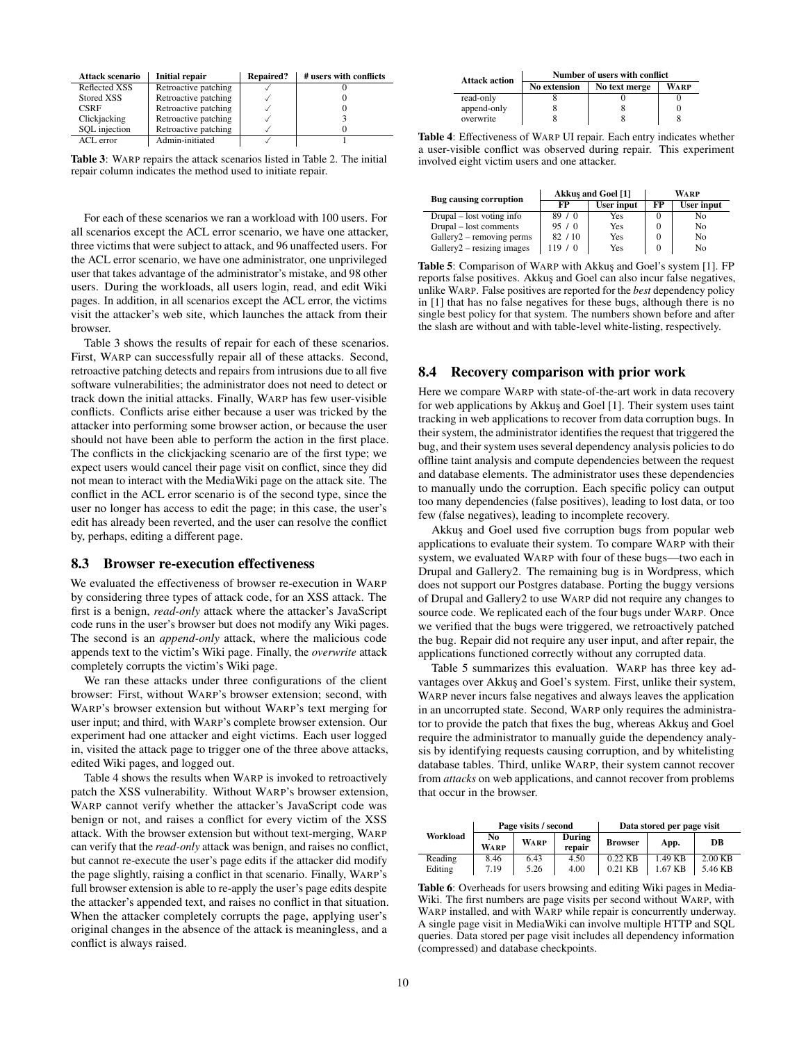| Attack scenario | Initial repair | Repaired? | # users with conflicts |
|---|---|---|---|
| Reflected XSS | Retroactive patching | ✓ | 0 |
| Stored XSS | Retroactive patching | ✓ | 0 |
| CSRF | Retroactive patching | ✓ | 0 |
| Clickjacking | Retroactive patching | ✓ | 3 |
| SQL injection | Retroactive patching | ✓ | 0 |
| ACL error | Admin-initiated | ✓ | 1 |

**Table 3**: WARP repairs the attack scenarios listed in Table 2. The initial repair column indicates the method used to initiate repair.

For each of these scenarios we ran a workload with 100 users. For all scenarios except the ACL error scenario, we have one attacker, three victims that were subject to attack, and 96 unaffected users. For the ACL error scenario, we have one administrator, one unprivileged user that takes advantage of the administrator's mistake, and 98 other users. During the workloads, all users login, read, and edit Wiki pages. In addition, in all scenarios except the ACL error, the victims visit the attacker's web site, which launches the attack from their browser.

Table 3 shows the results of repair for each of these scenarios. First, WARP can successfully repair all of these attacks. Second, retroactive patching detects and repairs from intrusions due to all five software vulnerabilities; the administrator does not need to detect or track down the initial attacks. Finally, WARP has few user-visible conflicts. Conflicts arise either because a user was tricked by the attacker into performing some browser action, or because the user should not have been able to perform the action in the first place. The conflicts in the clickjacking scenario are of the first type; we expect users would cancel their page visit on conflict, since they did not mean to interact with the MediaWiki page on the attack site. The conflict in the ACL error scenario is of the second type, since the user no longer has access to edit the page; in this case, the user's edit has already been reverted, and the user can resolve the conflict by, perhaps, editing a different page.

## 8.3 Browser re-execution effectiveness

We evaluated the effectiveness of browser re-execution in WARP by considering three types of attack code, for an XSS attack. The first is a benign, *read-only* attack where the attacker's JavaScript code runs in the user's browser but does not modify any Wiki pages. The second is an *append-only* attack, where the malicious code appends text to the victim's Wiki page. Finally, the *overwrite* attack completely corrupts the victim's Wiki page.

We ran these attacks under three configurations of the client browser: First, without WARP's browser extension; second, with WARP's browser extension but without WARP's text merging for user input; and third, with WARP's complete browser extension. Our experiment had one attacker and eight victims. Each user logged in, visited the attack page to trigger one of the three above attacks, edited Wiki pages, and logged out.

Table 4 shows the results when WARP is invoked to retroactively patch the XSS vulnerability. Without WARP's browser extension, WARP cannot verify whether the attacker's JavaScript code was benign or not, and raises a conflict for every victim of the XSS attack. With the browser extension but without text-merging, WARP can verify that the *read-only* attack was benign, and raises no conflict, but cannot re-execute the user's page edits if the attacker did modify the page slightly, raising a conflict in that scenario. Finally, WARP's full browser extension is able to re-apply the user's page edits despite the attacker's appended text, and raises no conflict in that situation. When the attacker completely corrupts the page, applying user's original changes in the absence of the attack is meaningless, and a conflict is always raised.

| Attack action | Number of users with conflict | | |
|---|---|---|---|
| | No extension | No text merge | WARP |
| read-only | 8 | 0 | 0 |
| append-only | 8 | 8 | 0 |
| overwrite | 8 | 8 | 8 |

**Table 4**: Effectiveness of WARP UI repair. Each entry indicates whether a user-visible conflict was observed during repair. This experiment involved eight victim users and one attacker.

| Bug causing corruption | Akkuş and Goel [1] | | WARP | |
|---|---|---|---|---|
| | FP | User input | FP | User input |
| Drupal – lost voting info | 89 / 0 | Yes | 0 | No |
| Drupal – lost comments | 95 / 0 | Yes | 0 | No |
| Gallery2 – removing perms | 82 / 10 | Yes | 0 | No |
| Gallery2 – resizing images | 119 / 0 | Yes | 0 | No |

**Table 5**: Comparison of WARP with Akkuş and Goel's system [1]. FP reports false positives. Akkuş and Goel can also incur false negatives, unlike WARP. False positives are reported for the *best* dependency policy in [1] that has no false negatives for these bugs, although there is no single best policy for that system. The numbers shown before and after the slash are without and with table-level white-listing, respectively.

## 8.4 Recovery comparison with prior work

Here we compare WARP with state-of-the-art work in data recovery for web applications by Akkuş and Goel [1]. Their system uses taint tracking in web applications to recover from data corruption bugs. In their system, the administrator identifies the request that triggered the bug, and their system uses several dependency analysis policies to do offline taint analysis and compute dependencies between the request and database elements. The administrator uses these dependencies to manually undo the corruption. Each specific policy can output too many dependencies (false positives), leading to lost data, or too few (false negatives), leading to incomplete recovery.

Akkuş and Goel used five corruption bugs from popular web applications to evaluate their system. To compare WARP with their system, we evaluated WARP with four of these bugs—two each in Drupal and Gallery2. The remaining bug is in Wordpress, which does not support our Postgres database. Porting the buggy versions of Drupal and Gallery2 to use WARP did not require any changes to source code. We replicated each of the four bugs under WARP. Once we verified that the bugs were triggered, we retroactively patched the bug. Repair did not require any user input, and after repair, the applications functioned correctly without any corrupted data.

Table 5 summarizes this evaluation. WARP has three key advantages over Akkuş and Goel's system. First, unlike their system, WARP never incurs false negatives and always leaves the application in an uncorrupted state. Second, WARP only requires the administrator to provide the patch that fixes the bug, whereas Akkuş and Goel require the administrator to manually guide the dependency analysis by identifying requests causing corruption, and by whitelisting database tables. Third, unlike WARP, their system cannot recover from *attacks* on web applications, and cannot recover from problems that occur in the browser.

| Workload | Page visits / second | | | Data stored per page visit | | |
|---|---|---|---|---|---|---|
| | No WARP | WARP | During repair | Browser | App. | DB |
| Reading | 8.46 | 6.43 | 4.50 | 0.22 KB | 1.49 KB | 2.00 KB |
| Editing | 7.19 | 5.26 | 4.00 | 0.21 KB | 1.67 KB | 5.46 KB |

**Table 6**: Overheads for users browsing and editing Wiki pages in MediaWiki. The first numbers are page visits per second without WARP, with WARP installed, and with WARP while repair is concurrently underway. A single page visit in MediaWiki can involve multiple HTTP and SQL queries. Data stored per page visit includes all dependency information (compressed) and database checkpoints.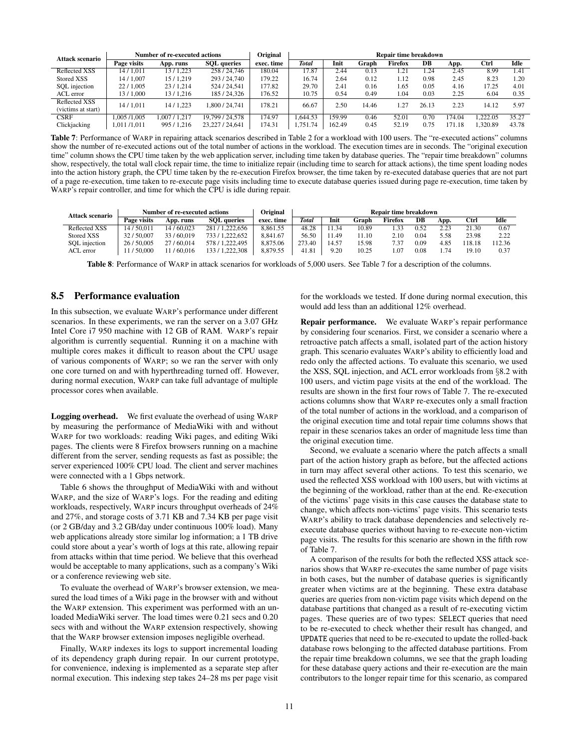| Attack scenario | Number of re-executed actions | | | Original | Repair time breakdown | | | | | | | |
|---|---|---|---|---|---|---|---|---|---|---|---|---|
| | Page visits | App. runs | SQL queries | exec. time | *Total* | Init | Graph | Firefox | DB | App. | Ctrl | Idle |
| Reflected XSS | 14 / 1,011 | 13 / 1,223 | 258 / 24,746 | 180.04 | 17.87 | 2.44 | 0.13 | 1.21 | 1.24 | 2.45 | 8.99 | 1.41 |
| Stored XSS | 14 / 1,007 | 15 / 1,219 | 293 / 24,740 | 179.22 | 16.74 | 2.64 | 0.12 | 1.12 | 0.98 | 2.45 | 8.23 | 1.20 |
| SQL injection | 22 / 1,005 | 23 / 1,214 | 524 / 24,541 | 177.82 | 29.70 | 2.41 | 0.16 | 1.65 | 0.05 | 4.16 | 17.25 | 4.01 |
| ACL error | 13 / 1,000 | 13 / 1,216 | 185 / 24,326 | 176.52 | 10.75 | 0.54 | 0.49 | 1.04 | 0.03 | 2.25 | 6.04 | 0.35 |
| Reflected XSS (victims at start) | 14 / 1,011 | 14 / 1,223 | 1,800 / 24,741 | 178.21 | 66.67 | 2.50 | 14.46 | 1.27 | 26.13 | 2.23 | 14.12 | 5.97 |
| CSRF | 1,005 /1,005 | 1,007 / 1,217 | 19,799 / 24,578 | 174.97 | 1,644.53 | 159.99 | 0.46 | 52.01 | 0.70 | 174.04 | 1,222.05 | 35.27 |
| Clickjacking | 1,011 /1,011 | 995 / 1,216 | 23,227 / 24,641 | 174.31 | 1,751.74 | 162.49 | 0.45 | 52.19 | 0.75 | 171.18 | 1,320.89 | 43.78 |

**Table 7**: Performance of WARP in repairing attack scenarios described in Table 2 for a workload with 100 users. The "re-executed actions" columns show the number of re-executed actions out of the total number of actions in the workload. The execution times are in seconds. The "original execution time" column shows the CPU time taken by the web application server, including time taken by database queries. The "repair time breakdown" columns show, respectively, the total wall clock repair time, the time to initialize repair (including time to search for attack actions), the time spent loading nodes into the action history graph, the CPU time taken by the re-execution Firefox browser, the time taken by re-executed database queries that are not part of a page re-execution, time taken to re-execute page visits including time to execute database queries issued during page re-execution, time taken by WARP's repair controller, and time for which the CPU is idle during repair.

| Attack scenario | Number of re-executed actions | | | Original | Repair time breakdown | | | | | | | |
|---|---|---|---|---|---|---|---|---|---|---|---|---|
| | Page visits | App. runs | SQL queries | exec. time | *Total* | Init | Graph | Firefox | DB | App. | Ctrl | Idle |
| Reflected XSS | 14 / 50,011 | 14 / 60,023 | 281 / 1,222,656 | 8,861.55 | 48.28 | 11.34 | 10.89 | 1.33 | 0.52 | 2.23 | 21.30 | 0.67 |
| Stored XSS | 32 / 50,007 | 33 / 60,019 | 733 / 1,222,652 | 8,841.67 | 56.50 | 11.49 | 11.10 | 2.10 | 0.04 | 5.58 | 23.98 | 2.22 |
| SQL injection | 26 / 50,005 | 27 / 60,014 | 578 / 1,222,495 | 8,875.06 | 273.40 | 14.57 | 15.98 | 7.37 | 0.09 | 4.85 | 118.18 | 112.36 |
| ACL error | 11 / 50,000 | 11 / 60,016 | 133 / 1,222,308 | 8,879.55 | 41.81 | 9.20 | 10.25 | 1.07 | 0.08 | 1.74 | 19.10 | 0.37 |

**Table 8**: Performance of WARP in attack scenarios for workloads of 5,000 users. See Table 7 for a description of the columns.

## 8.5 Performance evaluation

In this subsection, we evaluate WARP's performance under different scenarios. In these experiments, we ran the server on a 3.07 GHz Intel Core i7 950 machine with 12 GB of RAM. WARP's repair algorithm is currently sequential. Running it on a machine with multiple cores makes it difficult to reason about the CPU usage of various components of WARP; so we ran the server with only one core turned on and with hyperthreading turned off. However, during normal execution, WARP can take full advantage of multiple processor cores when available.

**Logging overhead.** We first evaluate the overhead of using WARP by measuring the performance of MediaWiki with and without WARP for two workloads: reading Wiki pages, and editing Wiki pages. The clients were 8 Firefox browsers running on a machine different from the server, sending requests as fast as possible; the server experienced 100% CPU load. The client and server machines were connected with a 1 Gbps network.

Table 6 shows the throughput of MediaWiki with and without WARP, and the size of WARP's logs. For the reading and editing workloads, respectively, WARP incurs throughput overheads of 24% and 27%, and storage costs of 3.71 KB and 7.34 KB per page visit (or 2 GB/day and 3.2 GB/day under continuous 100% load). Many web applications already store similar log information; a 1 TB drive could store about a year's worth of logs at this rate, allowing repair from attacks within that time period. We believe that this overhead would be acceptable to many applications, such as a company's Wiki or a conference reviewing web site.

To evaluate the overhead of WARP's browser extension, we measured the load times of a Wiki page in the browser with and without the WARP extension. This experiment was performed with an unloaded MediaWiki server. The load times were 0.21 secs and 0.20 secs with and without the WARP extension respectively, showing that the WARP browser extension imposes negligible overhead.

Finally, WARP indexes its logs to support incremental loading of its dependency graph during repair. In our current prototype, for convenience, indexing is implemented as a separate step after normal execution. This indexing step takes 24–28 ms per page visit for the workloads we tested. If done during normal execution, this would add less than an additional 12% overhead.

**Repair performance.** We evaluate WARP's repair performance by considering four scenarios. First, we consider a scenario where a retroactive patch affects a small, isolated part of the action history graph. This scenario evaluates WARP's ability to efficiently load and redo only the affected actions. To evaluate this scenario, we used the XSS, SQL injection, and ACL error workloads from §8.2 with 100 users, and victim page visits at the end of the workload. The results are shown in the first four rows of Table 7. The re-executed actions columns show that WARP re-executes only a small fraction of the total number of actions in the workload, and a comparison of the original execution time and total repair time columns shows that repair in these scenarios takes an order of magnitude less time than the original execution time.

Second, we evaluate a scenario where the patch affects a small part of the action history graph as before, but the affected actions in turn may affect several other actions. To test this scenario, we used the reflected XSS workload with 100 users, but with victims at the beginning of the workload, rather than at the end. Re-execution of the victims' page visits in this case causes the database state to change, which affects non-victims' page visits. This scenario tests WARP's ability to track database dependencies and selectively re-execute database queries without having to re-execute non-victim page visits. The results for this scenario are shown in the fifth row of Table 7.

A comparison of the results for both the reflected XSS attack scenarios shows that WARP re-executes the same number of page visits in both cases, but the number of database queries is significantly greater when victims are at the beginning. These extra database queries are queries from non-victim page visits which depend on the database partitions that changed as a result of re-executing victim pages. These queries are of two types: `SELECT` queries that need to be re-executed to check whether their result has changed, and `UPDATE` queries that need to be re-executed to update the rolled-back database rows belonging to the affected database partitions. From the repair time breakdown columns, we see that the graph loading for these database query actions and their re-execution are the main contributors to the longer repair time for this scenario, as compared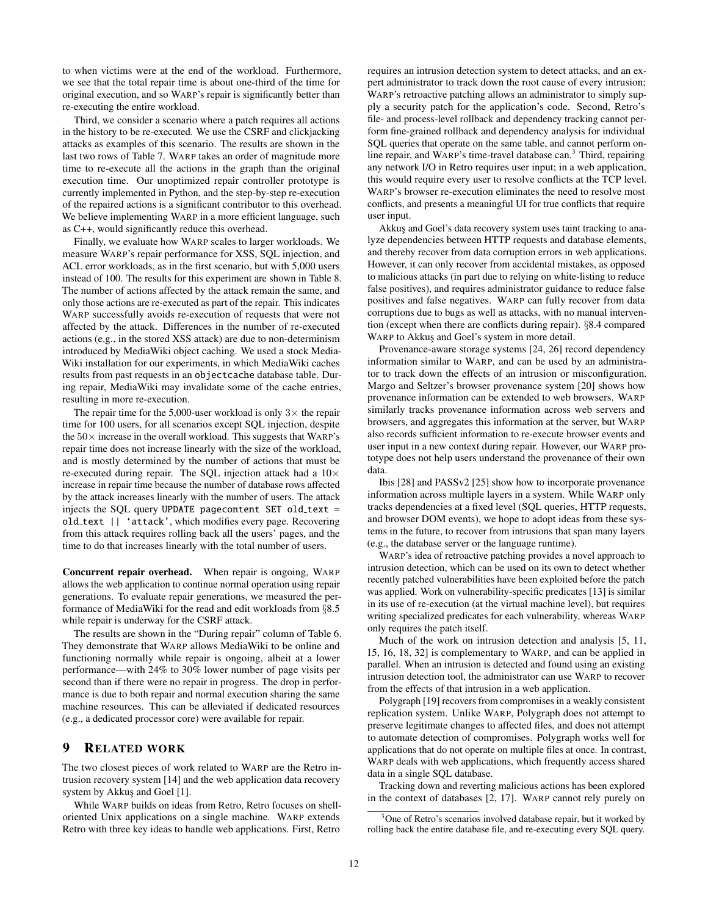to when victims were at the end of the workload. Furthermore, we see that the total repair time is about one-third of the time for original execution, and so WARP's repair is significantly better than re-executing the entire workload.

Third, we consider a scenario where a patch requires all actions in the history to be re-executed. We use the CSRF and clickjacking attacks as examples of this scenario. The results are shown in the last two rows of Table 7. WARP takes an order of magnitude more time to re-execute all the actions in the graph than the original execution time. Our unoptimized repair controller prototype is currently implemented in Python, and the step-by-step re-execution of the repaired actions is a significant contributor to this overhead. We believe implementing WARP in a more efficient language, such as C++, would significantly reduce this overhead.

Finally, we evaluate how WARP scales to larger workloads. We measure WARP's repair performance for XSS, SQL injection, and ACL error workloads, as in the first scenario, but with 5,000 users instead of 100. The results for this experiment are shown in Table 8. The number of actions affected by the attack remain the same, and only those actions are re-executed as part of the repair. This indicates WARP successfully avoids re-execution of requests that were not affected by the attack. Differences in the number of re-executed actions (e.g., in the stored XSS attack) are due to non-determinism introduced by MediaWiki object caching. We used a stock MediaWiki installation for our experiments, in which MediaWiki caches results from past requests in an `objectcache` database table. During repair, MediaWiki may invalidate some of the cache entries, resulting in more re-execution.

The repair time for the 5,000-user workload is only $3\times$ the repair time for 100 users, for all scenarios except SQL injection, despite the $50\times$ increase in the overall workload. This suggests that WARP's repair time does not increase linearly with the size of the workload, and is mostly determined by the number of actions that must be re-executed during repair. The SQL injection attack had a $10\times$ increase in repair time because the number of database rows affected by the attack increases linearly with the number of users. The attack injects the SQL query `UPDATE pagecontent SET old_text = old_text || 'attack'`, which modifies every page. Recovering from this attack requires rolling back all the users' pages, and the time to do that increases linearly with the total number of users.

**Concurrent repair overhead.** When repair is ongoing, WARP allows the web application to continue normal operation using repair generations. To evaluate repair generations, we measured the performance of MediaWiki for the read and edit workloads from §8.5 while repair is underway for the CSRF attack.

The results are shown in the "During repair" column of Table 6. They demonstrate that WARP allows MediaWiki to be online and functioning normally while repair is ongoing, albeit at a lower performance—with 24% to 30% lower number of page visits per second than if there were no repair in progress. The drop in performance is due to both repair and normal execution sharing the same machine resources. This can be alleviated if dedicated resources (e.g., a dedicated processor core) were available for repair.

# 9 RELATED WORK

The two closest pieces of work related to WARP are the Retro intrusion recovery system [14] and the web application data recovery system by Akkuş and Goel [1].

While WARP builds on ideas from Retro, Retro focuses on shell-oriented Unix applications on a single machine. WARP extends Retro with three key ideas to handle web applications. First, Retro requires an intrusion detection system to detect attacks, and an expert administrator to track down the root cause of every intrusion; WARP's retroactive patching allows an administrator to simply supply a security patch for the application's code. Second, Retro's file- and process-level rollback and dependency tracking cannot perform fine-grained rollback and dependency analysis for individual SQL queries that operate on the same table, and cannot perform online repair, and WARP's time-travel database can.[3] Third, repairing any network I/O in Retro requires user input; in a web application, this would require every user to resolve conflicts at the TCP level. WARP's browser re-execution eliminates the need to resolve most conflicts, and presents a meaningful UI for true conflicts that require user input.

Akkuş and Goel's data recovery system uses taint tracking to analyze dependencies between HTTP requests and database elements, and thereby recover from data corruption errors in web applications. However, it can only recover from accidental mistakes, as opposed to malicious attacks (in part due to relying on white-listing to reduce false positives), and requires administrator guidance to reduce false positives and false negatives. WARP can fully recover from data corruptions due to bugs as well as attacks, with no manual intervention (except when there are conflicts during repair). §8.4 compared WARP to Akkuş and Goel's system in more detail.

Provenance-aware storage systems [24, 26] record dependency information similar to WARP, and can be used by an administrator to track down the effects of an intrusion or misconfiguration. Margo and Seltzer's browser provenance system [20] shows how provenance information can be extended to web browsers. WARP similarly tracks provenance information across web servers and browsers, and aggregates this information at the server, but WARP also records sufficient information to re-execute browser events and user input in a new context during repair. However, our WARP prototype does not help users understand the provenance of their own data.

Ibis [28] and PASSv2 [25] show how to incorporate provenance information across multiple layers in a system. While WARP only tracks dependencies at a fixed level (SQL queries, HTTP requests, and browser DOM events), we hope to adopt ideas from these systems in the future, to recover from intrusions that span many layers (e.g., the database server or the language runtime).

WARP's idea of retroactive patching provides a novel approach to intrusion detection, which can be used on its own to detect whether recently patched vulnerabilities have been exploited before the patch was applied. Work on vulnerability-specific predicates [13] is similar in its use of re-execution (at the virtual machine level), but requires writing specialized predicates for each vulnerability, whereas WARP only requires the patch itself.

Much of the work on intrusion detection and analysis [5, 11, 15, 16, 18, 32] is complementary to WARP, and can be applied in parallel. When an intrusion is detected and found using an existing intrusion detection tool, the administrator can use WARP to recover from the effects of that intrusion in a web application.

Polygraph [19] recovers from compromises in a weakly consistent replication system. Unlike WARP, Polygraph does not attempt to preserve legitimate changes to affected files, and does not attempt to automate detection of compromises. Polygraph works well for applications that do not operate on multiple files at once. In contrast, WARP deals with web applications, which frequently access shared data in a single SQL database.

Tracking down and reverting malicious actions has been explored in the context of databases [2, 17]. WARP cannot rely purely on

[3] One of Retro's scenarios involved database repair, but it worked by rolling back the entire database file, and re-executing every SQL query.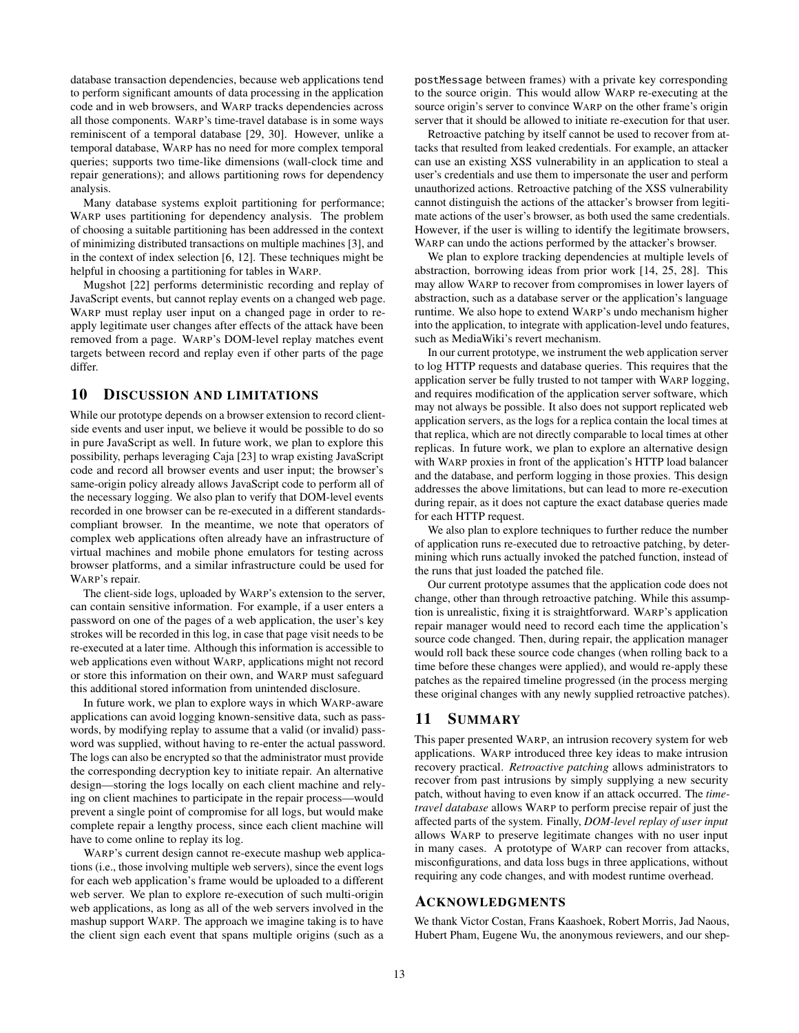database transaction dependencies, because web applications tend to perform significant amounts of data processing in the application code and in web browsers, and WARP tracks dependencies across all those components. WARP's time-travel database is in some ways reminiscent of a temporal database [29, 30]. However, unlike a temporal database, WARP has no need for more complex temporal queries; supports two time-like dimensions (wall-clock time and repair generations); and allows partitioning rows for dependency analysis.

Many database systems exploit partitioning for performance; WARP uses partitioning for dependency analysis. The problem of choosing a suitable partitioning has been addressed in the context of minimizing distributed transactions on multiple machines [3], and in the context of index selection [6, 12]. These techniques might be helpful in choosing a partitioning for tables in WARP.

Mugshot [22] performs deterministic recording and replay of JavaScript events, but cannot replay events on a changed web page. WARP must replay user input on a changed page in order to re-apply legitimate user changes after effects of the attack have been removed from a page. WARP's DOM-level replay matches event targets between record and replay even if other parts of the page differ.

## 10 Discussion and limitations

While our prototype depends on a browser extension to record client-side events and user input, we believe it would be possible to do so in pure JavaScript as well. In future work, we plan to explore this possibility, perhaps leveraging Caja [23] to wrap existing JavaScript code and record all browser events and user input; the browser's same-origin policy already allows JavaScript code to perform all of the necessary logging. We also plan to verify that DOM-level events recorded in one browser can be re-executed in a different standards-compliant browser. In the meantime, we note that operators of complex web applications often already have an infrastructure of virtual machines and mobile phone emulators for testing across browser platforms, and a similar infrastructure could be used for WARP's repair.

The client-side logs, uploaded by WARP's extension to the server, can contain sensitive information. For example, if a user enters a password on one of the pages of a web application, the user's key strokes will be recorded in this log, in case that page visit needs to be re-executed at a later time. Although this information is accessible to web applications even without WARP, applications might not record or store this information on their own, and WARP must safeguard this additional stored information from unintended disclosure.

In future work, we plan to explore ways in which WARP-aware applications can avoid logging known-sensitive data, such as passwords, by modifying replay to assume that a valid (or invalid) password was supplied, without having to re-enter the actual password. The logs can also be encrypted so that the administrator must provide the corresponding decryption key to initiate repair. An alternative design—storing the logs locally on each client machine and relying on client machines to participate in the repair process—would prevent a single point of compromise for all logs, but would make complete repair a lengthy process, since each client machine will have to come online to replay its log.

WARP's current design cannot re-execute mashup web applications (i.e., those involving multiple web servers), since the event logs for each web application's frame would be uploaded to a different web server. We plan to explore re-execution of such multi-origin web applications, as long as all of the web servers involved in the mashup support WARP. The approach we imagine taking is to have the client sign each event that spans multiple origins (such as a `postMessage` between frames) with a private key corresponding to the source origin. This would allow WARP re-executing at the source origin's server to convince WARP on the other frame's origin server that it should be allowed to initiate re-execution for that user.

Retroactive patching by itself cannot be used to recover from attacks that resulted from leaked credentials. For example, an attacker can use an existing XSS vulnerability in an application to steal a user's credentials and use them to impersonate the user and perform unauthorized actions. Retroactive patching of the XSS vulnerability cannot distinguish the actions of the attacker's browser from legitimate actions of the user's browser, as both used the same credentials. However, if the user is willing to identify the legitimate browsers, WARP can undo the actions performed by the attacker's browser.

We plan to explore tracking dependencies at multiple levels of abstraction, borrowing ideas from prior work [14, 25, 28]. This may allow WARP to recover from compromises in lower layers of abstraction, such as a database server or the application's language runtime. We also hope to extend WARP's undo mechanism higher into the application, to integrate with application-level undo features, such as MediaWiki's revert mechanism.

In our current prototype, we instrument the web application server to log HTTP requests and database queries. This requires that the application server be fully trusted to not tamper with WARP logging, and requires modification of the application server software, which may not always be possible. It also does not support replicated web application servers, as the logs for a replica contain the local times at that replica, which are not directly comparable to local times at other replicas. In future work, we plan to explore an alternative design with WARP proxies in front of the application's HTTP load balancer and the database, and perform logging in those proxies. This design addresses the above limitations, but can lead to more re-execution during repair, as it does not capture the exact database queries made for each HTTP request.

We also plan to explore techniques to further reduce the number of application runs re-executed due to retroactive patching, by determining which runs actually invoked the patched function, instead of the runs that just loaded the patched file.

Our current prototype assumes that the application code does not change, other than through retroactive patching. While this assumption is unrealistic, fixing it is straightforward. WARP's application repair manager would need to record each time the application's source code changed. Then, during repair, the application manager would roll back these source code changes (when rolling back to a time before these changes were applied), and would re-apply these patches as the repaired timeline progressed (in the process merging these original changes with any newly supplied retroactive patches).

## 11 Summary

This paper presented WARP, an intrusion recovery system for web applications. WARP introduced three key ideas to make intrusion recovery practical. *Retroactive patching* allows administrators to recover from past intrusions by simply supplying a new security patch, without having to even know if an attack occurred. The *time-travel database* allows WARP to perform precise repair of just the affected parts of the system. Finally, *DOM-level replay of user input* allows WARP to preserve legitimate changes with no user input in many cases. A prototype of WARP can recover from attacks, misconfigurations, and data loss bugs in three applications, without requiring any code changes, and with modest runtime overhead.

## Acknowledgments

We thank Victor Costan, Frans Kaashoek, Robert Morris, Jad Naous, Hubert Pham, Eugene Wu, the anonymous reviewers, and our shep-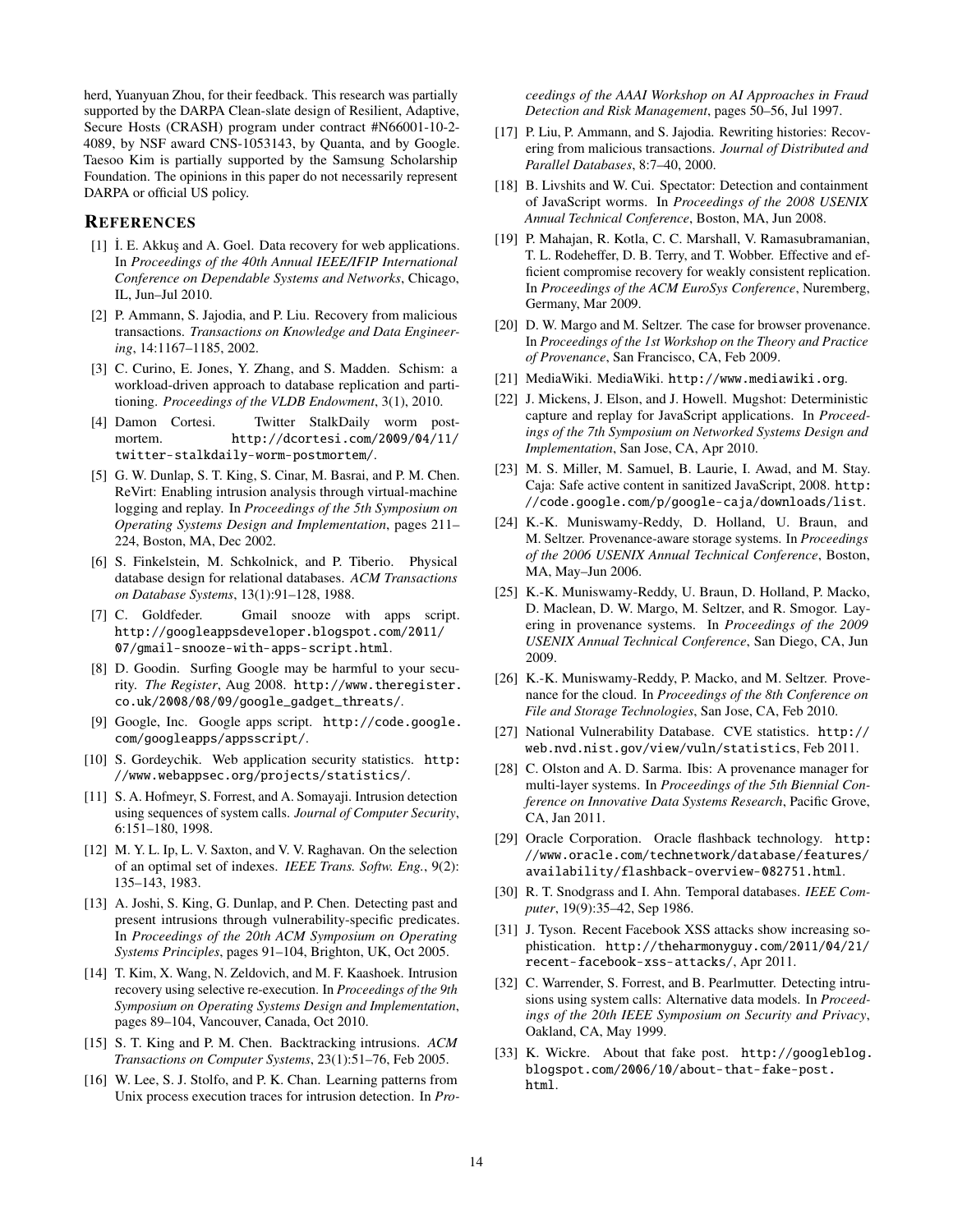herd, Yuanyuan Zhou, for their feedback. This research was partially supported by the DARPA Clean-slate design of Resilient, Adaptive, Secure Hosts (CRASH) program under contract #N66001-10-2-4089, by NSF award CNS-1053143, by Quanta, and by Google. Taesoo Kim is partially supported by the Samsung Scholarship Foundation. The opinions in this paper do not necessarily represent DARPA or official US policy.

## REFERENCES

[1] İ. E. Akkuş and A. Goel. Data recovery for web applications. In *Proceedings of the 40th Annual IEEE/IFIP International Conference on Dependable Systems and Networks*, Chicago, IL, Jun–Jul 2010.

[2] P. Ammann, S. Jajodia, and P. Liu. Recovery from malicious transactions. *Transactions on Knowledge and Data Engineering*, 14:1167–1185, 2002.

[3] C. Curino, E. Jones, Y. Zhang, and S. Madden. Schism: a workload-driven approach to database replication and partitioning. *Proceedings of the VLDB Endowment*, 3(1), 2010.

[4] Damon Cortesi. Twitter StalkDaily worm postmortem. `http://dcortesi.com/2009/04/11/twitter-stalkdaily-worm-postmortem/`.

[5] G. W. Dunlap, S. T. King, S. Cinar, M. Basrai, and P. M. Chen. ReVirt: Enabling intrusion analysis through virtual-machine logging and replay. In *Proceedings of the 5th Symposium on Operating Systems Design and Implementation*, pages 211–224, Boston, MA, Dec 2002.

[6] S. Finkelstein, M. Schkolnick, and P. Tiberio. Physical database design for relational databases. *ACM Transactions on Database Systems*, 13(1):91–128, 1988.

[7] C. Goldfeder. Gmail snooze with apps script. `http://googleappsdeveloper.blogspot.com/2011/07/gmail-snooze-with-apps-script.html`.

[8] D. Goodin. Surfing Google may be harmful to your security. *The Register*, Aug 2008. `http://www.theregister.co.uk/2008/08/09/google_gadget_threats/`.

[9] Google, Inc. Google apps script. `http://code.google.com/googleapps/appsscript/`.

[10] S. Gordeychik. Web application security statistics. `http://www.webappsec.org/projects/statistics/`.

[11] S. A. Hofmeyr, S. Forrest, and A. Somayaji. Intrusion detection using sequences of system calls. *Journal of Computer Security*, 6:151–180, 1998.

[12] M. Y. L. Ip, L. V. Saxton, and V. V. Raghavan. On the selection of an optimal set of indexes. *IEEE Trans. Softw. Eng.*, 9(2):135–143, 1983.

[13] A. Joshi, S. King, G. Dunlap, and P. Chen. Detecting past and present intrusions through vulnerability-specific predicates. In *Proceedings of the 20th ACM Symposium on Operating Systems Principles*, pages 91–104, Brighton, UK, Oct 2005.

[14] T. Kim, X. Wang, N. Zeldovich, and M. F. Kaashoek. Intrusion recovery using selective re-execution. In *Proceedings of the 9th Symposium on Operating Systems Design and Implementation*, pages 89–104, Vancouver, Canada, Oct 2010.

[15] S. T. King and P. M. Chen. Backtracking intrusions. *ACM Transactions on Computer Systems*, 23(1):51–76, Feb 2005.

[16] W. Lee, S. J. Stolfo, and P. K. Chan. Learning patterns from Unix process execution traces for intrusion detection. In *Proceedings of the AAAI Workshop on AI Approaches in Fraud Detection and Risk Management*, pages 50–56, Jul 1997.

[17] P. Liu, P. Ammann, and S. Jajodia. Rewriting histories: Recovering from malicious transactions. *Journal of Distributed and Parallel Databases*, 8:7–40, 2000.

[18] B. Livshits and W. Cui. Spectator: Detection and containment of JavaScript worms. In *Proceedings of the 2008 USENIX Annual Technical Conference*, Boston, MA, Jun 2008.

[19] P. Mahajan, R. Kotla, C. C. Marshall, V. Ramasubramanian, T. L. Rodeheffer, D. B. Terry, and T. Wobber. Effective and efficient compromise recovery for weakly consistent replication. In *Proceedings of the ACM EuroSys Conference*, Nuremberg, Germany, Mar 2009.

[20] D. W. Margo and M. Seltzer. The case for browser provenance. In *Proceedings of the 1st Workshop on the Theory and Practice of Provenance*, San Francisco, CA, Feb 2009.

[21] MediaWiki. MediaWiki. `http://www.mediawiki.org`.

[22] J. Mickens, J. Elson, and J. Howell. Mugshot: Deterministic capture and replay for JavaScript applications. In *Proceedings of the 7th Symposium on Networked Systems Design and Implementation*, San Jose, CA, Apr 2010.

[23] M. S. Miller, M. Samuel, B. Laurie, I. Awad, and M. Stay. Caja: Safe active content in sanitized JavaScript, 2008. `http://code.google.com/p/google-caja/downloads/list`.

[24] K.-K. Muniswamy-Reddy, D. Holland, U. Braun, and M. Seltzer. Provenance-aware storage systems. In *Proceedings of the 2006 USENIX Annual Technical Conference*, Boston, MA, May–Jun 2006.

[25] K.-K. Muniswamy-Reddy, U. Braun, D. Holland, P. Macko, D. Maclean, D. W. Margo, M. Seltzer, and R. Smogor. Layering in provenance systems. In *Proceedings of the 2009 USENIX Annual Technical Conference*, San Diego, CA, Jun 2009.

[26] K.-K. Muniswamy-Reddy, P. Macko, and M. Seltzer. Provenance for the cloud. In *Proceedings of the 8th Conference on File and Storage Technologies*, San Jose, CA, Feb 2010.

[27] National Vulnerability Database. CVE statistics. `http://web.nvd.nist.gov/view/vuln/statistics`, Feb 2011.

[28] C. Olston and A. D. Sarma. Ibis: A provenance manager for multi-layer systems. In *Proceedings of the 5th Biennial Conference on Innovative Data Systems Research*, Pacific Grove, CA, Jan 2011.

[29] Oracle Corporation. Oracle flashback technology. `http://www.oracle.com/technetwork/database/features/availability/flashback-overview-082751.html`.

[30] R. T. Snodgrass and I. Ahn. Temporal databases. *IEEE Computer*, 19(9):35–42, Sep 1986.

[31] J. Tyson. Recent Facebook XSS attacks show increasing sophistication. `http://theharmonyguy.com/2011/04/21/recent-facebook-xss-attacks/`, Apr 2011.

[32] C. Warrender, S. Forrest, and B. Pearlmutter. Detecting intrusions using system calls: Alternative data models. In *Proceedings of the 20th IEEE Symposium on Security and Privacy*, Oakland, CA, May 1999.

[33] K. Wickre. About that fake post. `http://googleblog.blogspot.com/2006/10/about-that-fake-post.html`.